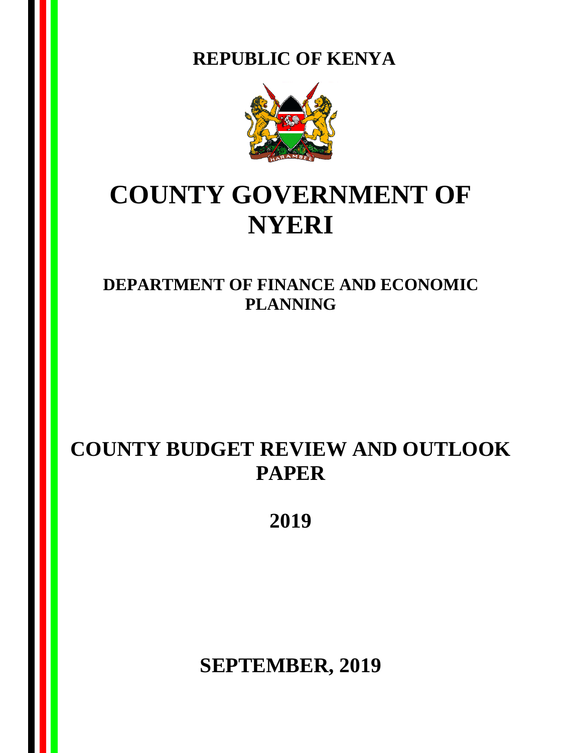**REPUBLIC OF KENYA**

# COUNTY GOVERNMENT OF NYERI

## DEPARTMENT OF FINANCE AND ECONOMIC PLANNING

# COUNTY BUDGET REVIEW AND OUTLOOK PAPER

## 2019

## SEPTEMBER, 2019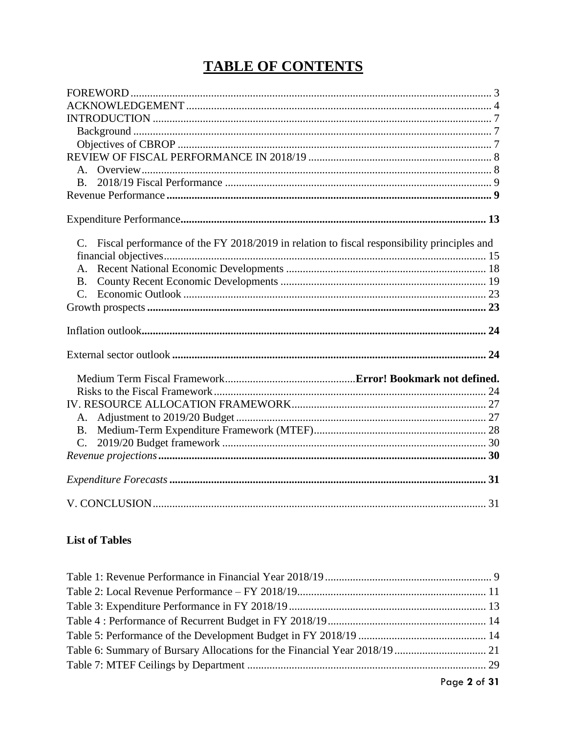# TABLE OF CONTENTS

FOREWORD ........................................................ 3
ACKNOWLEDGEMENT ........................................................ 4
INTRODUCTION ........................................................ 7
Background ........................................................ 7
Objectives of CBROP ........................................................ 7
REVIEW OF FISCAL PERFORMANCE IN 2018/19 ........................................................ 8
A. Overview ........................................................ 8
B. 2018/19 Fiscal Performance ........................................................ 9
**Revenue Performance ........................................................ 9**

**Expenditure Performance ........................................................ 13**

C. Fiscal performance of the FY 2018/2019 in relation to fiscal responsibility principles and financial objectives ........................................................ 15
A. Recent National Economic Developments ........................................................ 18
B. County Recent Economic Developments ........................................................ 19
C. Economic Outlook ........................................................ 23
**Growth prospects ........................................................ 23**

**Inflation outlook ........................................................ 24**

**External sector outlook ........................................................ 24**

Medium Term Fiscal Framework ........................................................ **Error! Bookmark not defined.**
Risks to the Fiscal Framework ........................................................ 24
IV. RESOURCE ALLOCATION FRAMEWORK ........................................................ 27
A. Adjustment to 2019/20 Budget ........................................................ 27
B. Medium-Term Expenditure Framework (MTEF) ........................................................ 28
C. 2019/20 Budget framework ........................................................ 30
***Revenue projections ........................................................ 30***

***Expenditure Forecasts ........................................................ 31***

V. CONCLUSION ........................................................ 31

**List of Tables**

Table 1: Revenue Performance in Financial Year 2018/19 ........................................................ 9
Table 2: Local Revenue Performance – FY 2018/19 ........................................................ 11
Table 3: Expenditure Performance in FY 2018/19 ........................................................ 13
Table 4 : Performance of Recurrent Budget in FY 2018/19 ........................................................ 14
Table 5: Performance of the Development Budget in FY 2018/19 ........................................................ 14
Table 6: Summary of Bursary Allocations for the Financial Year 2018/19 ........................................................ 21
Table 7: MTEF Ceilings by Department ........................................................ 29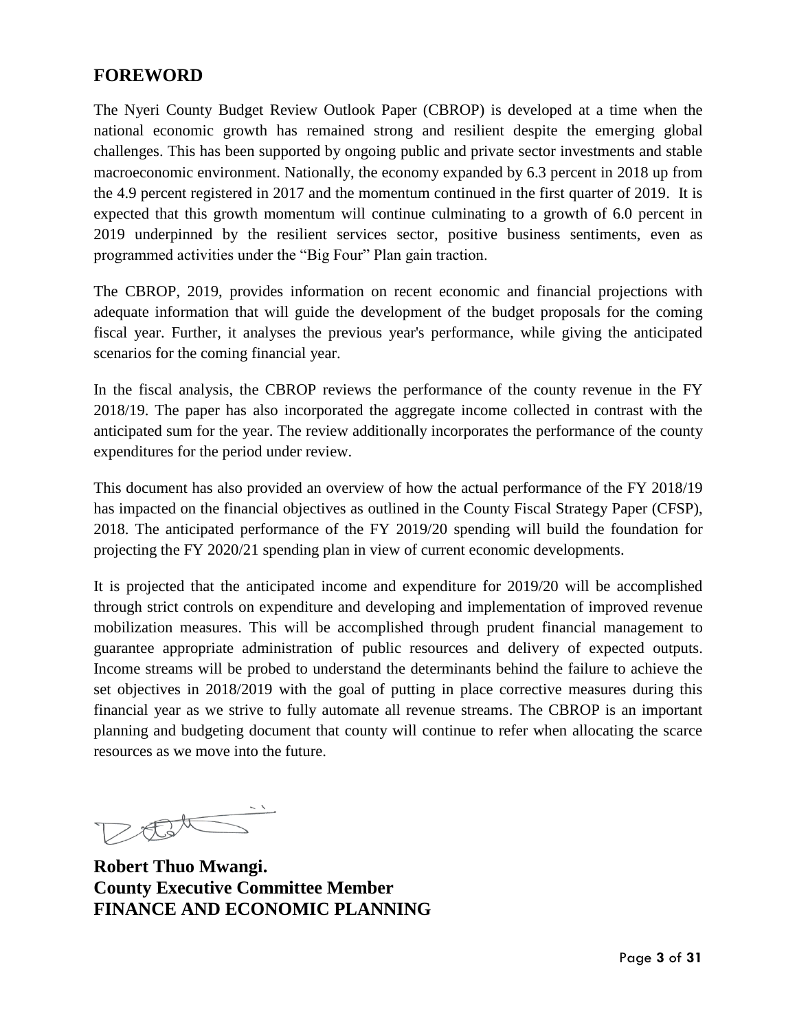## FOREWORD

The Nyeri County Budget Review Outlook Paper (CBROP) is developed at a time when the national economic growth has remained strong and resilient despite the emerging global challenges. This has been supported by ongoing public and private sector investments and stable macroeconomic environment. Nationally, the economy expanded by 6.3 percent in 2018 up from the 4.9 percent registered in 2017 and the momentum continued in the first quarter of 2019. It is expected that this growth momentum will continue culminating to a growth of 6.0 percent in 2019 underpinned by the resilient services sector, positive business sentiments, even as programmed activities under the "Big Four" Plan gain traction.

The CBROP, 2019, provides information on recent economic and financial projections with adequate information that will guide the development of the budget proposals for the coming fiscal year. Further, it analyses the previous year's performance, while giving the anticipated scenarios for the coming financial year.

In the fiscal analysis, the CBROP reviews the performance of the county revenue in the FY 2018/19. The paper has also incorporated the aggregate income collected in contrast with the anticipated sum for the year. The review additionally incorporates the performance of the county expenditures for the period under review.

This document has also provided an overview of how the actual performance of the FY 2018/19 has impacted on the financial objectives as outlined in the County Fiscal Strategy Paper (CFSP), 2018. The anticipated performance of the FY 2019/20 spending will build the foundation for projecting the FY 2020/21 spending plan in view of current economic developments.

It is projected that the anticipated income and expenditure for 2019/20 will be accomplished through strict controls on expenditure and developing and implementation of improved revenue mobilization measures. This will be accomplished through prudent financial management to guarantee appropriate administration of public resources and delivery of expected outputs. Income streams will be probed to understand the determinants behind the failure to achieve the set objectives in 2018/2019 with the goal of putting in place corrective measures during this financial year as we strive to fully automate all revenue streams. The CBROP is an important planning and budgeting document that county will continue to refer when allocating the scarce resources as we move into the future.

**Robert Thuo Mwangi.**
**County Executive Committee Member**
**FINANCE AND ECONOMIC PLANNING**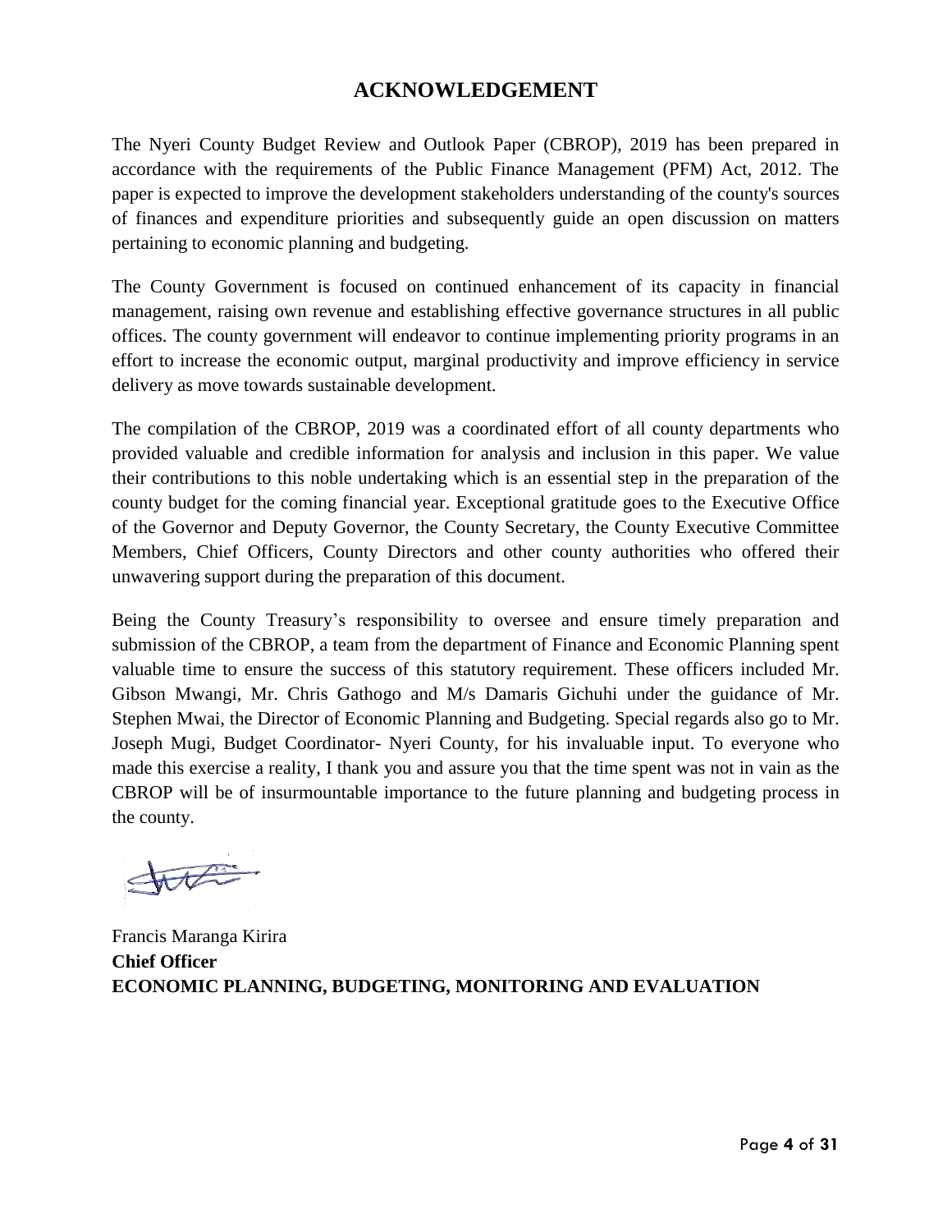## ACKNOWLEDGEMENT

The Nyeri County Budget Review and Outlook Paper (CBROP), 2019 has been prepared in accordance with the requirements of the Public Finance Management (PFM) Act, 2012. The paper is expected to improve the development stakeholders understanding of the county's sources of finances and expenditure priorities and subsequently guide an open discussion on matters pertaining to economic planning and budgeting.

The County Government is focused on continued enhancement of its capacity in financial management, raising own revenue and establishing effective governance structures in all public offices. The county government will endeavor to continue implementing priority programs in an effort to increase the economic output, marginal productivity and improve efficiency in service delivery as move towards sustainable development.

The compilation of the CBROP, 2019 was a coordinated effort of all county departments who provided valuable and credible information for analysis and inclusion in this paper. We value their contributions to this noble undertaking which is an essential step in the preparation of the county budget for the coming financial year. Exceptional gratitude goes to the Executive Office of the Governor and Deputy Governor, the County Secretary, the County Executive Committee Members, Chief Officers, County Directors and other county authorities who offered their unwavering support during the preparation of this document.

Being the County Treasury's responsibility to oversee and ensure timely preparation and submission of the CBROP, a team from the department of Finance and Economic Planning spent valuable time to ensure the success of this statutory requirement. These officers included Mr. Gibson Mwangi, Mr. Chris Gathogo and M/s Damaris Gichuhi under the guidance of Mr. Stephen Mwai, the Director of Economic Planning and Budgeting. Special regards also go to Mr. Joseph Mugi, Budget Coordinator- Nyeri County, for his invaluable input. To everyone who made this exercise a reality, I thank you and assure you that the time spent was not in vain as the CBROP will be of insurmountable importance to the future planning and budgeting process in the county.

Francis Maranga Kirira
**Chief Officer**
**ECONOMIC PLANNING, BUDGETING, MONITORING AND EVALUATION**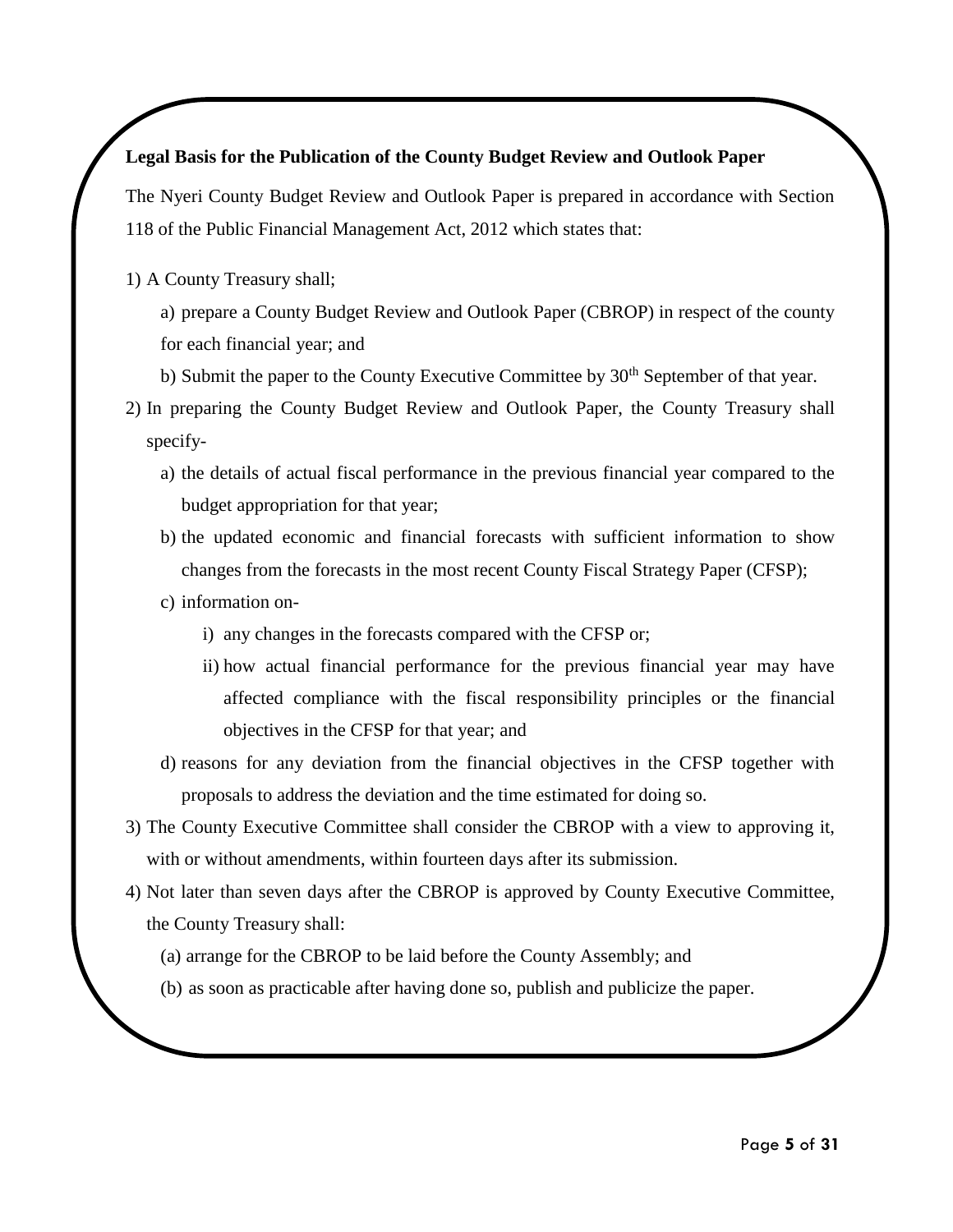**Legal Basis for the Publication of the County Budget Review and Outlook Paper**

The Nyeri County Budget Review and Outlook Paper is prepared in accordance with Section 118 of the Public Financial Management Act, 2012 which states that:

1) A County Treasury shall;

    a) prepare a County Budget Review and Outlook Paper (CBROP) in respect of the county for each financial year; and

    b) Submit the paper to the County Executive Committee by 30th September of that year.

2) In preparing the County Budget Review and Outlook Paper, the County Treasury shall specify-

    a) the details of actual fiscal performance in the previous financial year compared to the budget appropriation for that year;

    b) the updated economic and financial forecasts with sufficient information to show changes from the forecasts in the most recent County Fiscal Strategy Paper (CFSP);

    c) information on-

        i) any changes in the forecasts compared with the CFSP or;

        ii) how actual financial performance for the previous financial year may have affected compliance with the fiscal responsibility principles or the financial objectives in the CFSP for that year; and

    d) reasons for any deviation from the financial objectives in the CFSP together with proposals to address the deviation and the time estimated for doing so.

3) The County Executive Committee shall consider the CBROP with a view to approving it, with or without amendments, within fourteen days after its submission.

4) Not later than seven days after the CBROP is approved by County Executive Committee, the County Treasury shall:

    (a) arrange for the CBROP to be laid before the County Assembly; and

    (b) as soon as practicable after having done so, publish and publicize the paper.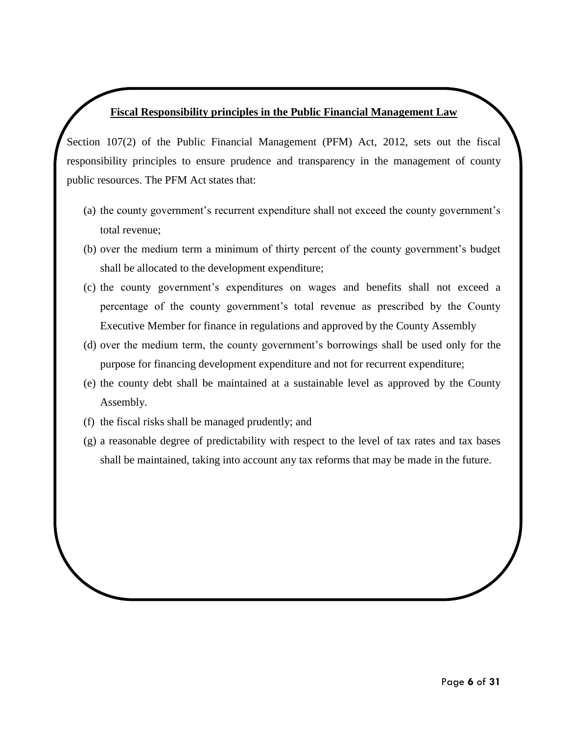**Fiscal Responsibility principles in the Public Financial Management Law**

Section 107(2) of the Public Financial Management (PFM) Act, 2012, sets out the fiscal responsibility principles to ensure prudence and transparency in the management of county public resources. The PFM Act states that:

(a) the county government's recurrent expenditure shall not exceed the county government's total revenue;

(b) over the medium term a minimum of thirty percent of the county government's budget shall be allocated to the development expenditure;

(c) the county government's expenditures on wages and benefits shall not exceed a percentage of the county government's total revenue as prescribed by the County Executive Member for finance in regulations and approved by the County Assembly

(d) over the medium term, the county government's borrowings shall be used only for the purpose for financing development expenditure and not for recurrent expenditure;

(e) the county debt shall be maintained at a sustainable level as approved by the County Assembly.

(f) the fiscal risks shall be managed prudently; and

(g) a reasonable degree of predictability with respect to the level of tax rates and tax bases shall be maintained, taking into account any tax reforms that may be made in the future.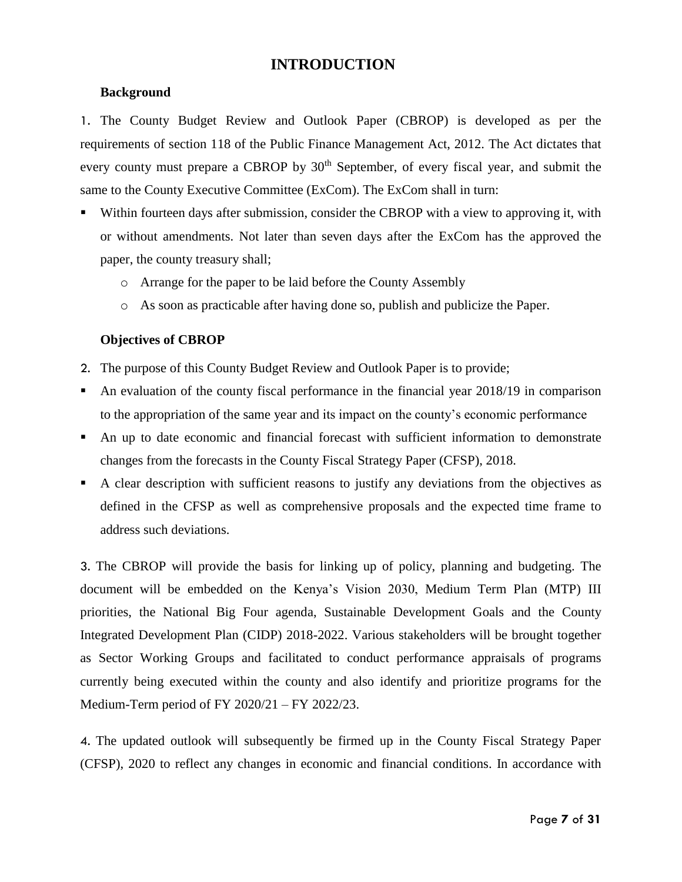# INTRODUCTION

## Background

1. The County Budget Review and Outlook Paper (CBROP) is developed as per the requirements of section 118 of the Public Finance Management Act, 2012. The Act dictates that every county must prepare a CBROP by 30th September, of every fiscal year, and submit the same to the County Executive Committee (ExCom). The ExCom shall in turn:

- Within fourteen days after submission, consider the CBROP with a view to approving it, with or without amendments. Not later than seven days after the ExCom has the approved the paper, the county treasury shall;
    - Arrange for the paper to be laid before the County Assembly
    - As soon as practicable after having done so, publish and publicize the Paper.

## Objectives of CBROP

2. The purpose of this County Budget Review and Outlook Paper is to provide;

- An evaluation of the county fiscal performance in the financial year 2018/19 in comparison to the appropriation of the same year and its impact on the county's economic performance
- An up to date economic and financial forecast with sufficient information to demonstrate changes from the forecasts in the County Fiscal Strategy Paper (CFSP), 2018.
- A clear description with sufficient reasons to justify any deviations from the objectives as defined in the CFSP as well as comprehensive proposals and the expected time frame to address such deviations.

3. The CBROP will provide the basis for linking up of policy, planning and budgeting. The document will be embedded on the Kenya's Vision 2030, Medium Term Plan (MTP) III priorities, the National Big Four agenda, Sustainable Development Goals and the County Integrated Development Plan (CIDP) 2018-2022. Various stakeholders will be brought together as Sector Working Groups and facilitated to conduct performance appraisals of programs currently being executed within the county and also identify and prioritize programs for the Medium-Term period of FY 2020/21 – FY 2022/23.

4. The updated outlook will subsequently be firmed up in the County Fiscal Strategy Paper (CFSP), 2020 to reflect any changes in economic and financial conditions. In accordance with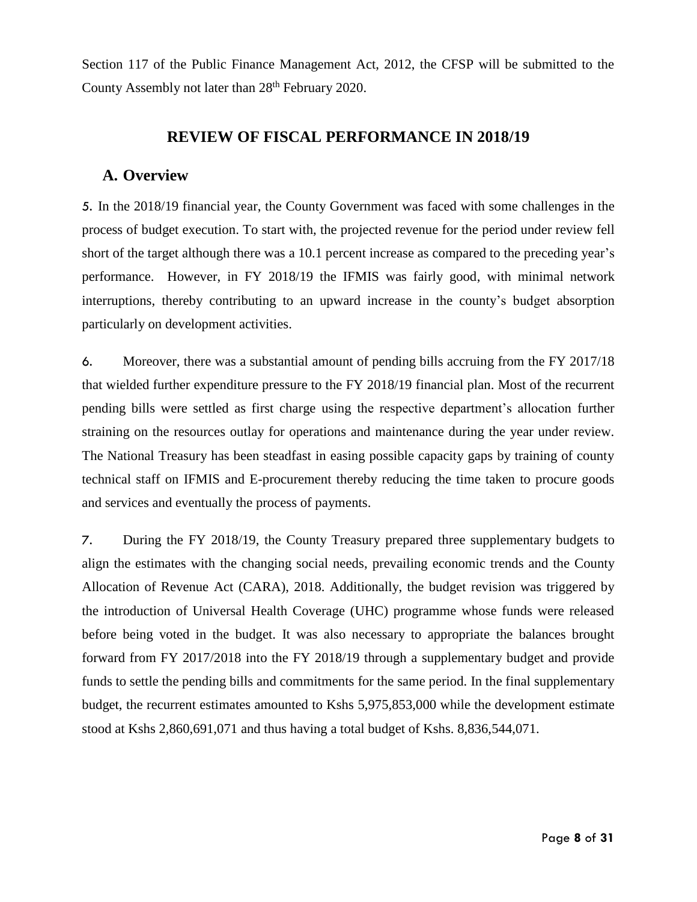Section 117 of the Public Finance Management Act, 2012, the CFSP will be submitted to the County Assembly not later than 28th February 2020.

# REVIEW OF FISCAL PERFORMANCE IN 2018/19

## A. Overview

5. In the 2018/19 financial year, the County Government was faced with some challenges in the process of budget execution. To start with, the projected revenue for the period under review fell short of the target although there was a 10.1 percent increase as compared to the preceding year's performance. However, in FY 2018/19 the IFMIS was fairly good, with minimal network interruptions, thereby contributing to an upward increase in the county's budget absorption particularly on development activities.

6. Moreover, there was a substantial amount of pending bills accruing from the FY 2017/18 that wielded further expenditure pressure to the FY 2018/19 financial plan. Most of the recurrent pending bills were settled as first charge using the respective department's allocation further straining on the resources outlay for operations and maintenance during the year under review. The National Treasury has been steadfast in easing possible capacity gaps by training of county technical staff on IFMIS and E-procurement thereby reducing the time taken to procure goods and services and eventually the process of payments.

7. During the FY 2018/19, the County Treasury prepared three supplementary budgets to align the estimates with the changing social needs, prevailing economic trends and the County Allocation of Revenue Act (CARA), 2018. Additionally, the budget revision was triggered by the introduction of Universal Health Coverage (UHC) programme whose funds were released before being voted in the budget. It was also necessary to appropriate the balances brought forward from FY 2017/2018 into the FY 2018/19 through a supplementary budget and provide funds to settle the pending bills and commitments for the same period. In the final supplementary budget, the recurrent estimates amounted to Kshs 5,975,853,000 while the development estimate stood at Kshs 2,860,691,071 and thus having a total budget of Kshs. 8,836,544,071.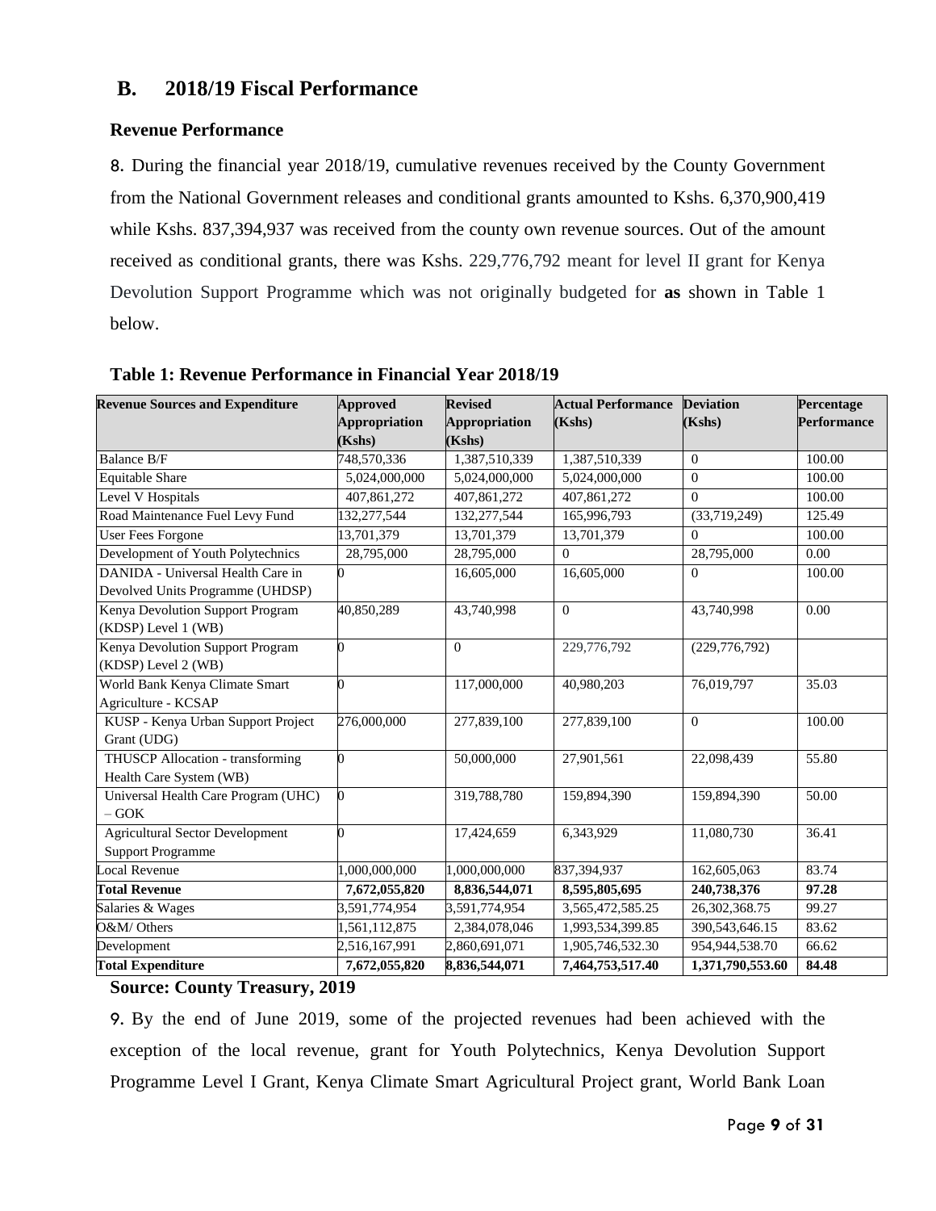## B. 2018/19 Fiscal Performance

### Revenue Performance

8. During the financial year 2018/19, cumulative revenues received by the County Government from the National Government releases and conditional grants amounted to Kshs. 6,370,900,419 while Kshs. 837,394,937 was received from the county own revenue sources. Out of the amount received as conditional grants, there was Kshs. 229,776,792 meant for level II grant for Kenya Devolution Support Programme which was not originally budgeted for **as** shown in Table 1 below.

**Table 1: Revenue Performance in Financial Year 2018/19**

| Revenue Sources and Expenditure | Approved Appropriation (Kshs) | Revised Appropriation (Kshs) | Actual Performance (Kshs) | Deviation (Kshs) | Percentage Performance |
|---|---|---|---|---|---|
| Balance B/F | 748,570,336 | 1,387,510,339 | 1,387,510,339 | 0 | 100.00 |
| Equitable Share | 5,024,000,000 | 5,024,000,000 | 5,024,000,000 | 0 | 100.00 |
| Level V Hospitals | 407,861,272 | 407,861,272 | 407,861,272 | 0 | 100.00 |
| Road Maintenance Fuel Levy Fund | 132,277,544 | 132,277,544 | 165,996,793 | (33,719,249) | 125.49 |
| User Fees Forgone | 13,701,379 | 13,701,379 | 13,701,379 | 0 | 100.00 |
| Development of Youth Polytechnics | 28,795,000 | 28,795,000 | 0 | 28,795,000 | 0.00 |
| DANIDA - Universal Health Care in Devolved Units Programme (UHDSP) | 0 | 16,605,000 | 16,605,000 | 0 | 100.00 |
| Kenya Devolution Support Program (KDSP) Level 1 (WB) | 40,850,289 | 43,740,998 | 0 | 43,740,998 | 0.00 |
| Kenya Devolution Support Program (KDSP) Level 2 (WB) | 0 | 0 | 229,776,792 | (229,776,792) | |
| World Bank Kenya Climate Smart Agriculture - KCSAP | 0 | 117,000,000 | 40,980,203 | 76,019,797 | 35.03 |
| KUSP - Kenya Urban Support Project Grant (UDG) | 276,000,000 | 277,839,100 | 277,839,100 | 0 | 100.00 |
| THUSCP Allocation - transforming Health Care System (WB) | 0 | 50,000,000 | 27,901,561 | 22,098,439 | 55.80 |
| Universal Health Care Program (UHC) – GOK | 0 | 319,788,780 | 159,894,390 | 159,894,390 | 50.00 |
| Agricultural Sector Development Support Programme | 0 | 17,424,659 | 6,343,929 | 11,080,730 | 36.41 |
| Local Revenue | 1,000,000,000 | 1,000,000,000 | 837,394,937 | 162,605,063 | 83.74 |
| **Total Revenue** | **7,672,055,820** | **8,836,544,071** | **8,595,805,695** | **240,738,376** | **97.28** |
| Salaries & Wages | 3,591,774,954 | 3,591,774,954 | 3,565,472,585.25 | 26,302,368.75 | 99.27 |
| O&M/ Others | 1,561,112,875 | 2,384,078,046 | 1,993,534,399.85 | 390,543,646.15 | 83.62 |
| Development | 2,516,167,991 | 2,860,691,071 | 1,905,746,532.30 | 954,944,538.70 | 66.62 |
| **Total Expenditure** | **7,672,055,820** | **8,836,544,071** | **7,464,753,517.40** | **1,371,790,553.60** | **84.48** |

**Source: County Treasury, 2019**

9. By the end of June 2019, some of the projected revenues had been achieved with the exception of the local revenue, grant for Youth Polytechnics, Kenya Devolution Support Programme Level I Grant, Kenya Climate Smart Agricultural Project grant, World Bank Loan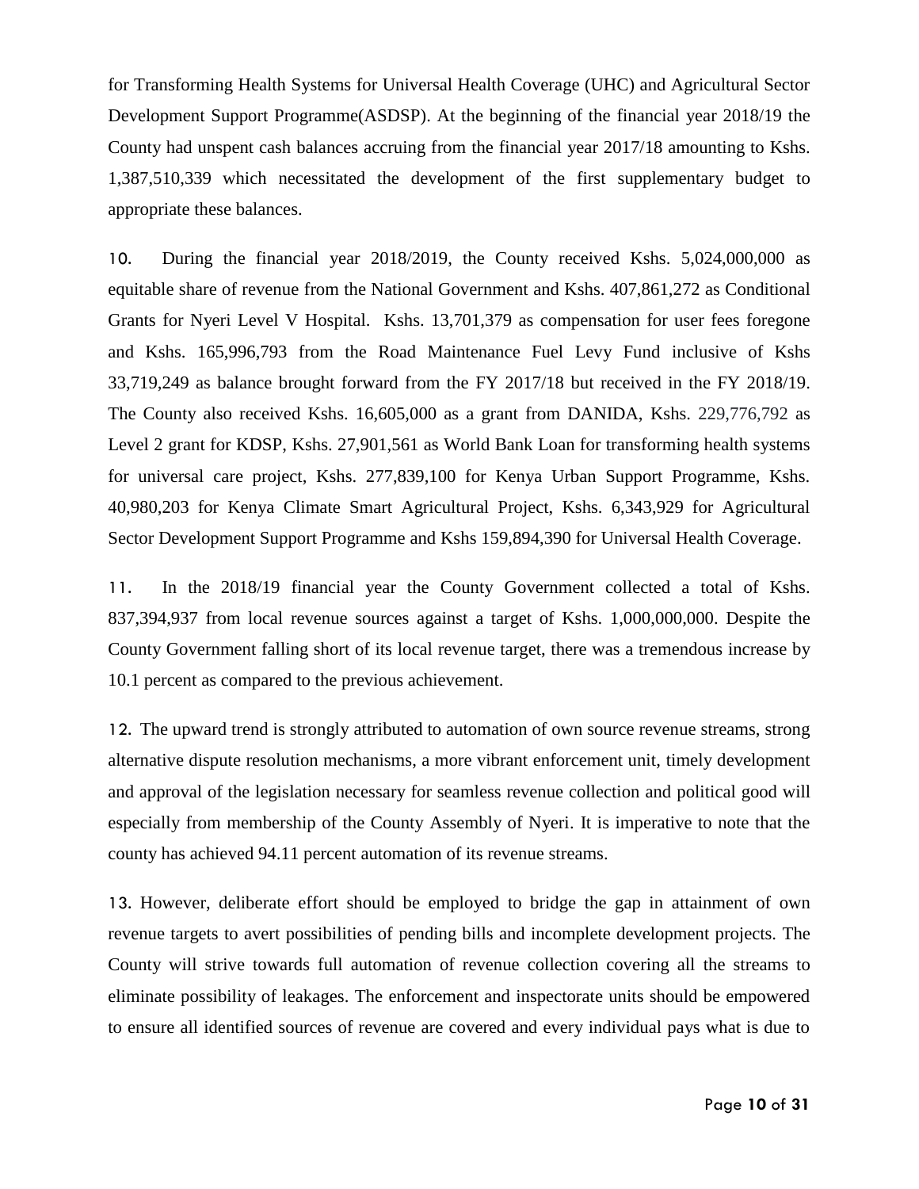for Transforming Health Systems for Universal Health Coverage (UHC) and Agricultural Sector Development Support Programme(ASDSP). At the beginning of the financial year 2018/19 the County had unspent cash balances accruing from the financial year 2017/18 amounting to Kshs. 1,387,510,339 which necessitated the development of the first supplementary budget to appropriate these balances.

10. During the financial year 2018/2019, the County received Kshs. 5,024,000,000 as equitable share of revenue from the National Government and Kshs. 407,861,272 as Conditional Grants for Nyeri Level V Hospital. Kshs. 13,701,379 as compensation for user fees foregone and Kshs. 165,996,793 from the Road Maintenance Fuel Levy Fund inclusive of Kshs 33,719,249 as balance brought forward from the FY 2017/18 but received in the FY 2018/19. The County also received Kshs. 16,605,000 as a grant from DANIDA, Kshs. 229,776,792 as Level 2 grant for KDSP, Kshs. 27,901,561 as World Bank Loan for transforming health systems for universal care project, Kshs. 277,839,100 for Kenya Urban Support Programme, Kshs. 40,980,203 for Kenya Climate Smart Agricultural Project, Kshs. 6,343,929 for Agricultural Sector Development Support Programme and Kshs 159,894,390 for Universal Health Coverage.

11. In the 2018/19 financial year the County Government collected a total of Kshs. 837,394,937 from local revenue sources against a target of Kshs. 1,000,000,000. Despite the County Government falling short of its local revenue target, there was a tremendous increase by 10.1 percent as compared to the previous achievement.

12. The upward trend is strongly attributed to automation of own source revenue streams, strong alternative dispute resolution mechanisms, a more vibrant enforcement unit, timely development and approval of the legislation necessary for seamless revenue collection and political good will especially from membership of the County Assembly of Nyeri. It is imperative to note that the county has achieved 94.11 percent automation of its revenue streams.

13. However, deliberate effort should be employed to bridge the gap in attainment of own revenue targets to avert possibilities of pending bills and incomplete development projects. The County will strive towards full automation of revenue collection covering all the streams to eliminate possibility of leakages. The enforcement and inspectorate units should be empowered to ensure all identified sources of revenue are covered and every individual pays what is due to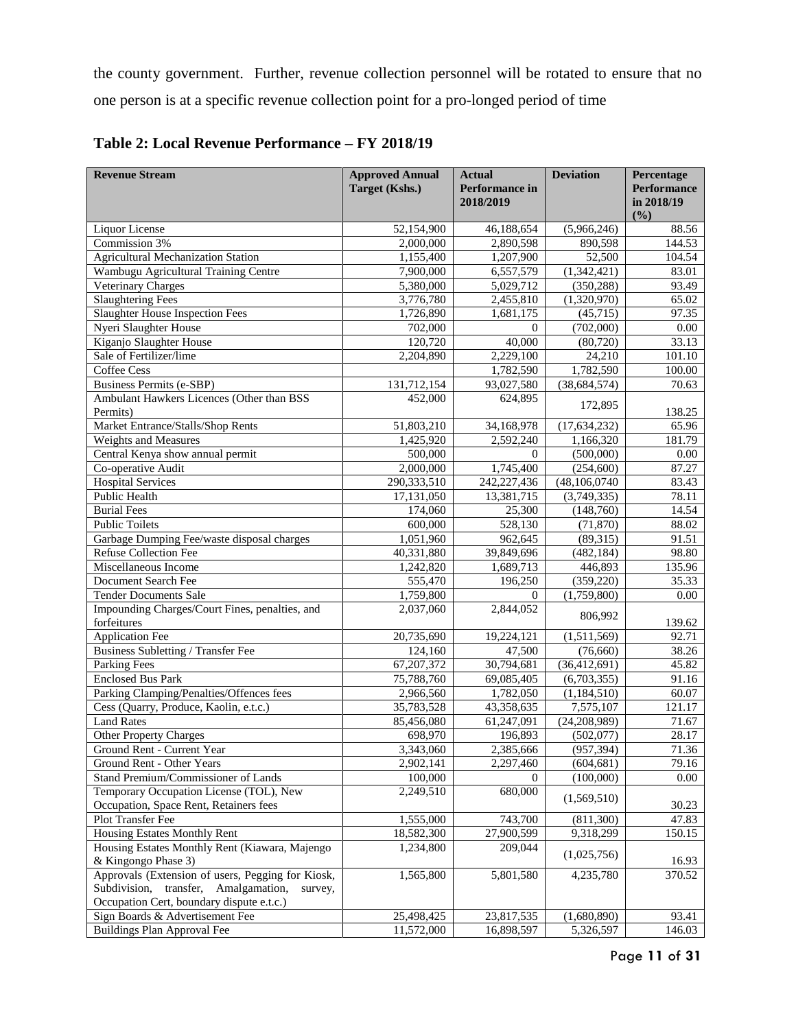the county government. Further, revenue collection personnel will be rotated to ensure that no one person is at a specific revenue collection point for a pro-longed period of time

**Table 2: Local Revenue Performance – FY 2018/19**

| Revenue Stream | Approved Annual Target (Kshs.) | Actual Performance in 2018/2019 | Deviation | Percentage Performance in 2018/19 (%) |
|---|---|---|---|---|
| Liquor License | 52,154,900 | 46,188,654 | (5,966,246) | 88.56 |
| Commission 3% | 2,000,000 | 2,890,598 | 890,598 | 144.53 |
| Agricultural Mechanization Station | 1,155,400 | 1,207,900 | 52,500 | 104.54 |
| Wambugu Agricultural Training Centre | 7,900,000 | 6,557,579 | (1,342,421) | 83.01 |
| Veterinary Charges | 5,380,000 | 5,029,712 | (350,288) | 93.49 |
| Slaughtering Fees | 3,776,780 | 2,455,810 | (1,320,970) | 65.02 |
| Slaughter House Inspection Fees | 1,726,890 | 1,681,175 | (45,715) | 97.35 |
| Nyeri Slaughter House | 702,000 | 0 | (702,000) | 0.00 |
| Kiganjo Slaughter House | 120,720 | 40,000 | (80,720) | 33.13 |
| Sale of Fertilizer/lime | 2,204,890 | 2,229,100 | 24,210 | 101.10 |
| Coffee Cess | | 1,782,590 | 1,782,590 | 100.00 |
| Business Permits (e-SBP) | 131,712,154 | 93,027,580 | (38,684,574) | 70.63 |
| Ambulant Hawkers Licences (Other than BSS Permits) | 452,000 | 624,895 | 172,895 | 138.25 |
| Market Entrance/Stalls/Shop Rents | 51,803,210 | 34,168,978 | (17,634,232) | 65.96 |
| Weights and Measures | 1,425,920 | 2,592,240 | 1,166,320 | 181.79 |
| Central Kenya show annual permit | 500,000 | 0 | (500,000) | 0.00 |
| Co-operative Audit | 2,000,000 | 1,745,400 | (254,600) | 87.27 |
| Hospital Services | 290,333,510 | 242,227,436 | (48,106,0740 | 83.43 |
| Public Health | 17,131,050 | 13,381,715 | (3,749,335) | 78.11 |
| Burial Fees | 174,060 | 25,300 | (148,760) | 14.54 |
| Public Toilets | 600,000 | 528,130 | (71,870) | 88.02 |
| Garbage Dumping Fee/waste disposal charges | 1,051,960 | 962,645 | (89,315) | 91.51 |
| Refuse Collection Fee | 40,331,880 | 39,849,696 | (482,184) | 98.80 |
| Miscellaneous Income | 1,242,820 | 1,689,713 | 446,893 | 135.96 |
| Document Search Fee | 555,470 | 196,250 | (359,220) | 35.33 |
| Tender Documents Sale | 1,759,800 | 0 | (1,759,800) | 0.00 |
| Impounding Charges/Court Fines, penalties, and forfeitures | 2,037,060 | 2,844,052 | 806,992 | 139.62 |
| Application Fee | 20,735,690 | 19,224,121 | (1,511,569) | 92.71 |
| Business Subletting / Transfer Fee | 124,160 | 47,500 | (76,660) | 38.26 |
| Parking Fees | 67,207,372 | 30,794,681 | (36,412,691) | 45.82 |
| Enclosed Bus Park | 75,788,760 | 69,085,405 | (6,703,355) | 91.16 |
| Parking Clamping/Penalties/Offences fees | 2,966,560 | 1,782,050 | (1,184,510) | 60.07 |
| Cess (Quarry, Produce, Kaolin, e.t.c.) | 35,783,528 | 43,358,635 | 7,575,107 | 121.17 |
| Land Rates | 85,456,080 | 61,247,091 | (24,208,989) | 71.67 |
| Other Property Charges | 698,970 | 196,893 | (502,077) | 28.17 |
| Ground Rent - Current Year | 3,343,060 | 2,385,666 | (957,394) | 71.36 |
| Ground Rent - Other Years | 2,902,141 | 2,297,460 | (604,681) | 79.16 |
| Stand Premium/Commissioner of Lands | 100,000 | 0 | (100,000) | 0.00 |
| Temporary Occupation License (TOL), New Occupation, Space Rent, Retainers fees | 2,249,510 | 680,000 | (1,569,510) | 30.23 |
| Plot Transfer Fee | 1,555,000 | 743,700 | (811,300) | 47.83 |
| Housing Estates Monthly Rent | 18,582,300 | 27,900,599 | 9,318,299 | 150.15 |
| Housing Estates Monthly Rent (Kiawara, Majengo & Kingongo Phase 3) | 1,234,800 | 209,044 | (1,025,756) | 16.93 |
| Approvals (Extension of users, Pegging for Kiosk, Subdivision, transfer, Amalgamation, survey, Occupation Cert, boundary dispute e.t.c.) | 1,565,800 | 5,801,580 | 4,235,780 | 370.52 |
| Sign Boards & Advertisement Fee | 25,498,425 | 23,817,535 | (1,680,890) | 93.41 |
| Buildings Plan Approval Fee | 11,572,000 | 16,898,597 | 5,326,597 | 146.03 |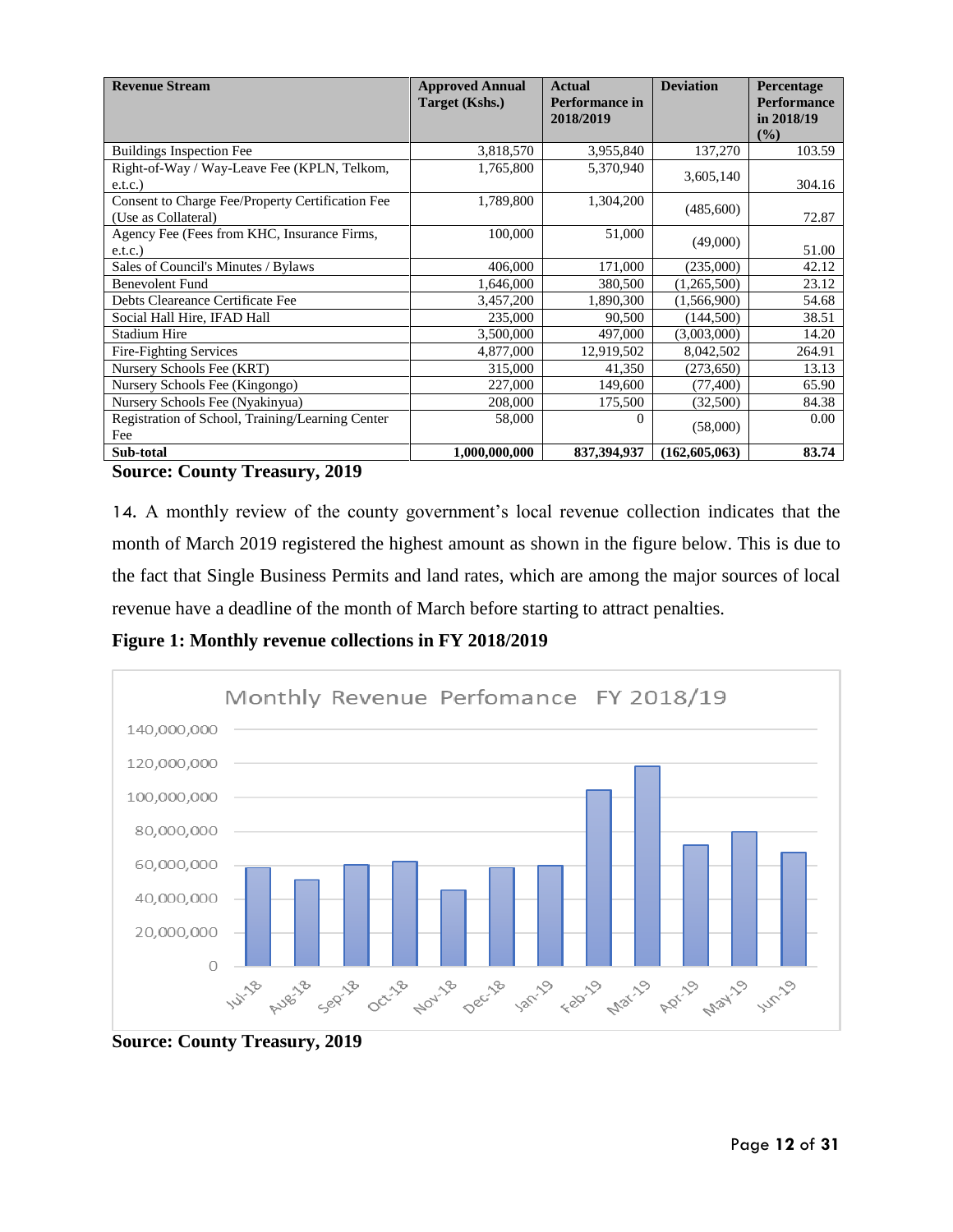| Revenue Stream | Approved Annual Target (Kshs.) | Actual Performance in 2018/2019 | Deviation | Percentage Performance in 2018/19 (%) |
|---|---|---|---|---|
| Buildings Inspection Fee | 3,818,570 | 3,955,840 | 137,270 | 103.59 |
| Right-of-Way / Way-Leave Fee (KPLN, Telkom, e.t.c.) | 1,765,800 | 5,370,940 | 3,605,140 | 304.16 |
| Consent to Charge Fee/Property Certification Fee (Use as Collateral) | 1,789,800 | 1,304,200 | (485,600) | 72.87 |
| Agency Fee (Fees from KHC, Insurance Firms, e.t.c.) | 100,000 | 51,000 | (49,000) | 51.00 |
| Sales of Council's Minutes / Bylaws | 406,000 | 171,000 | (235,000) | 42.12 |
| Benevolent Fund | 1,646,000 | 380,500 | (1,265,500) | 23.12 |
| Debts Cleareance Certificate Fee | 3,457,200 | 1,890,300 | (1,566,900) | 54.68 |
| Social Hall Hire, IFAD Hall | 235,000 | 90,500 | (144,500) | 38.51 |
| Stadium Hire | 3,500,000 | 497,000 | (3,003,000) | 14.20 |
| Fire-Fighting Services | 4,877,000 | 12,919,502 | 8,042,502 | 264.91 |
| Nursery Schools Fee (KRT) | 315,000 | 41,350 | (273,650) | 13.13 |
| Nursery Schools Fee (Kingongo) | 227,000 | 149,600 | (77,400) | 65.90 |
| Nursery Schools Fee (Nyakinyua) | 208,000 | 175,500 | (32,500) | 84.38 |
| Registration of School, Training/Learning Center Fee | 58,000 | 0 | (58,000) | 0.00 |
| **Sub-total** | **1,000,000,000** | **837,394,937** | **(162,605,063)** | **83.74** |

**Source: County Treasury, 2019**

14. A monthly review of the county government's local revenue collection indicates that the month of March 2019 registered the highest amount as shown in the figure below. This is due to the fact that Single Business Permits and land rates, which are among the major sources of local revenue have a deadline of the month of March before starting to attract penalties.

**Figure 1: Monthly revenue collections in FY 2018/2019**

**Source: County Treasury, 2019**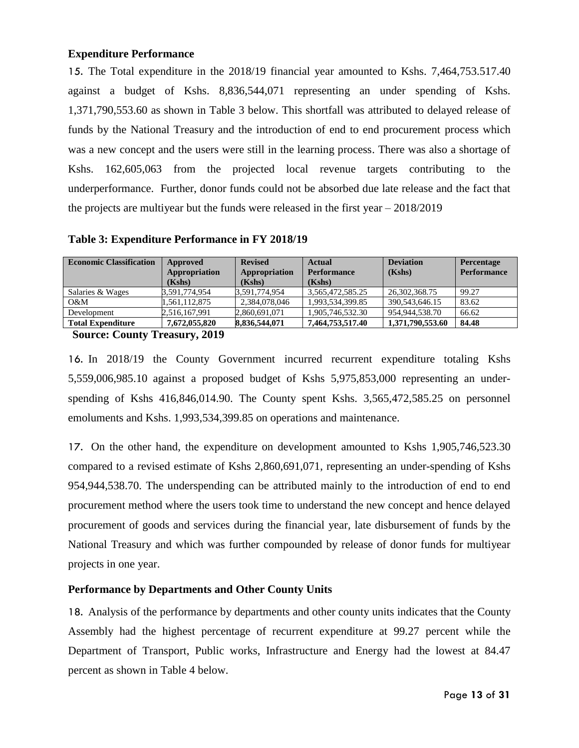### Expenditure Performance

15. The Total expenditure in the 2018/19 financial year amounted to Kshs. 7,464,753.517.40 against a budget of Kshs. 8,836,544,071 representing an under spending of Kshs. 1,371,790,553.60 as shown in Table 3 below. This shortfall was attributed to delayed release of funds by the National Treasury and the introduction of end to end procurement process which was a new concept and the users were still in the learning process. There was also a shortage of Kshs. 162,605,063 from the projected local revenue targets contributing to the underperformance. Further, donor funds could not be absorbed due late release and the fact that the projects are multiyear but the funds were released in the first year – 2018/2019

**Table 3: Expenditure Performance in FY 2018/19**

| Economic Classification | Approved Appropriation (Kshs) | Revised Appropriation (Kshs) | Actual Performance (Kshs) | Deviation (Kshs) | Percentage Performance |
|---|---|---|---|---|---|
| Salaries & Wages | 3,591,774,954 | 3,591,774,954 | 3,565,472,585.25 | 26,302,368.75 | 99.27 |
| O&M | 1,561,112,875 | 2,384,078,046 | 1,993,534,399.85 | 390,543,646.15 | 83.62 |
| Development | 2,516,167,991 | 2,860,691,071 | 1,905,746,532.30 | 954,944,538.70 | 66.62 |
| **Total Expenditure** | **7,672,055,820** | **8,836,544,071** | **7,464,753,517.40** | **1,371,790,553.60** | **84.48** |

**Source: County Treasury, 2019**

16. In 2018/19 the County Government incurred recurrent expenditure totaling Kshs 5,559,006,985.10 against a proposed budget of Kshs 5,975,853,000 representing an under-spending of Kshs 416,846,014.90. The County spent Kshs. 3,565,472,585.25 on personnel emoluments and Kshs. 1,993,534,399.85 on operations and maintenance.

17. On the other hand, the expenditure on development amounted to Kshs 1,905,746,523.30 compared to a revised estimate of Kshs 2,860,691,071, representing an under-spending of Kshs 954,944,538.70. The underspending can be attributed mainly to the introduction of end to end procurement method where the users took time to understand the new concept and hence delayed procurement of goods and services during the financial year, late disbursement of funds by the National Treasury and which was further compounded by release of donor funds for multiyear projects in one year.

### Performance by Departments and Other County Units

18. Analysis of the performance by departments and other county units indicates that the County Assembly had the highest percentage of recurrent expenditure at 99.27 percent while the Department of Transport, Public works, Infrastructure and Energy had the lowest at 84.47 percent as shown in Table 4 below.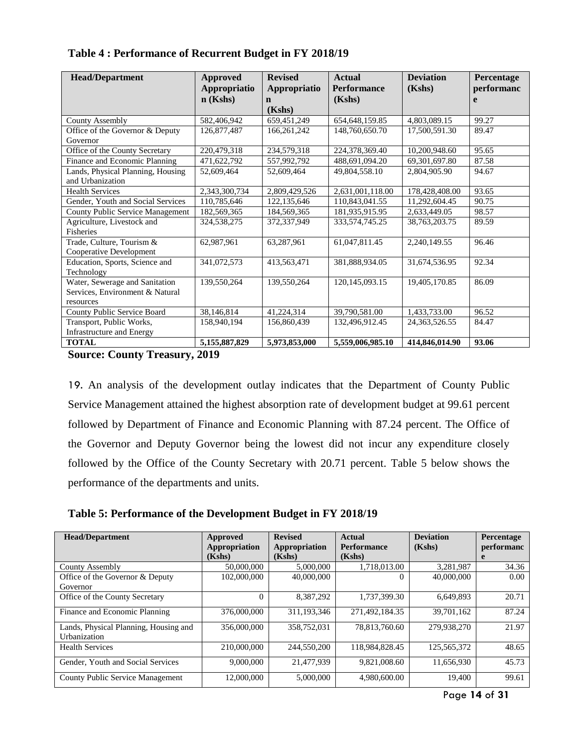**Table 4 : Performance of Recurrent Budget in FY 2018/19**

| Head/Department | Approved Appropriation (Kshs) | Revised Appropriation (Kshs) | Actual Performance (Kshs) | Deviation (Kshs) | Percentage performance |
|---|---|---|---|---|---|
| County Assembly | 582,406,942 | 659,451,249 | 654,648,159.85 | 4,803,089.15 | 99.27 |
| Office of the Governor & Deputy Governor | 126,877,487 | 166,261,242 | 148,760,650.70 | 17,500,591.30 | 89.47 |
| Office of the County Secretary | 220,479,318 | 234,579,318 | 224,378,369.40 | 10,200,948.60 | 95.65 |
| Finance and Economic Planning | 471,622,792 | 557,992,792 | 488,691,094.20 | 69,301,697.80 | 87.58 |
| Lands, Physical Planning, Housing and Urbanization | 52,609,464 | 52,609,464 | 49,804,558.10 | 2,804,905.90 | 94.67 |
| Health Services | 2,343,300,734 | 2,809,429,526 | 2,631,001,118.00 | 178,428,408.00 | 93.65 |
| Gender, Youth and Social Services | 110,785,646 | 122,135,646 | 110,843,041.55 | 11,292,604.45 | 90.75 |
| County Public Service Management | 182,569,365 | 184,569,365 | 181,935,915.95 | 2,633,449.05 | 98.57 |
| Agriculture, Livestock and Fisheries | 324,538,275 | 372,337,949 | 333,574,745.25 | 38,763,203.75 | 89.59 |
| Trade, Culture, Tourism & Cooperative Development | 62,987,961 | 63,287,961 | 61,047,811.45 | 2,240,149.55 | 96.46 |
| Education, Sports, Science and Technology | 341,072,573 | 413,563,471 | 381,888,934.05 | 31,674,536.95 | 92.34 |
| Water, Sewerage and Sanitation Services, Environment & Natural resources | 139,550,264 | 139,550,264 | 120,145,093.15 | 19,405,170.85 | 86.09 |
| County Public Service Board | 38,146,814 | 41,224,314 | 39,790,581.00 | 1,433,733.00 | 96.52 |
| Transport, Public Works, Infrastructure and Energy | 158,940,194 | 156,860,439 | 132,496,912.45 | 24,363,526.55 | 84.47 |
| **TOTAL** | **5,155,887,829** | **5,973,853,000** | **5,559,006,985.10** | **414,846,014.90** | **93.06** |

**Source: County Treasury, 2019**

19. An analysis of the development outlay indicates that the Department of County Public Service Management attained the highest absorption rate of development budget at 99.61 percent followed by Department of Finance and Economic Planning with 87.24 percent. The Office of the Governor and Deputy Governor being the lowest did not incur any expenditure closely followed by the Office of the County Secretary with 20.71 percent. Table 5 below shows the performance of the departments and units.

**Table 5: Performance of the Development Budget in FY 2018/19**

| Head/Department | Approved Appropriation (Kshs) | Revised Appropriation (Kshs) | Actual Performance (Kshs) | Deviation (Kshs) | Percentage performance |
|---|---|---|---|---|---|
| County Assembly | 50,000,000 | 5,000,000 | 1,718,013.00 | 3,281,987 | 34.36 |
| Office of the Governor & Deputy Governor | 102,000,000 | 40,000,000 | 0 | 40,000,000 | 0.00 |
| Office of the County Secretary | 0 | 8,387,292 | 1,737,399.30 | 6,649,893 | 20.71 |
| Finance and Economic Planning | 376,000,000 | 311,193,346 | 271,492,184.35 | 39,701,162 | 87.24 |
| Lands, Physical Planning, Housing and Urbanization | 356,000,000 | 358,752,031 | 78,813,760.60 | 279,938,270 | 21.97 |
| Health Services | 210,000,000 | 244,550,200 | 118,984,828.45 | 125,565,372 | 48.65 |
| Gender, Youth and Social Services | 9,000,000 | 21,477,939 | 9,821,008.60 | 11,656,930 | 45.73 |
| County Public Service Management | 12,000,000 | 5,000,000 | 4,980,600.00 | 19,400 | 99.61 |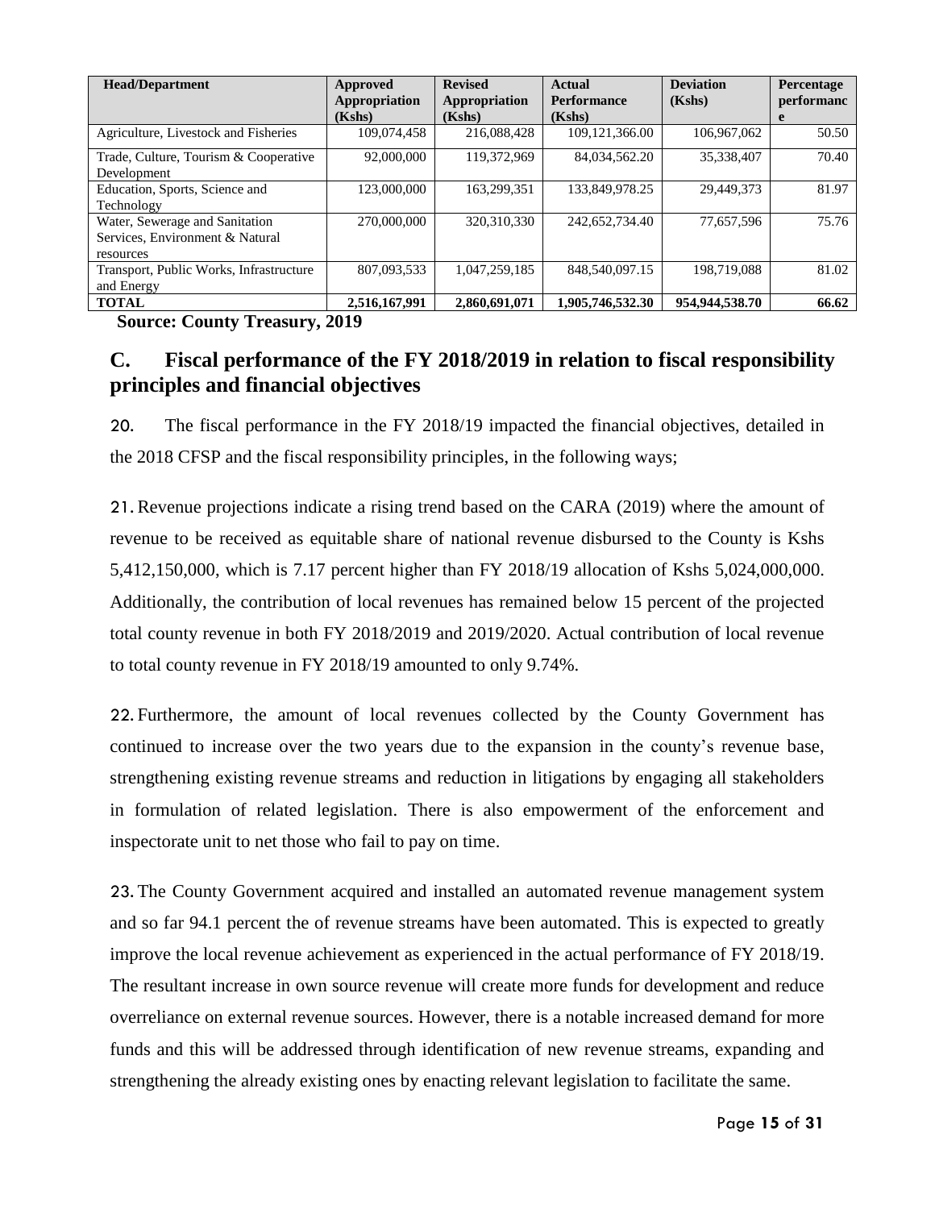| Head/Department | Approved Appropriation (Kshs) | Revised Appropriation (Kshs) | Actual Performance (Kshs) | Deviation (Kshs) | Percentage performance |
|---|---|---|---|---|---|
| Agriculture, Livestock and Fisheries | 109,074,458 | 216,088,428 | 109,121,366.00 | 106,967,062 | 50.50 |
| Trade, Culture, Tourism & Cooperative Development | 92,000,000 | 119,372,969 | 84,034,562.20 | 35,338,407 | 70.40 |
| Education, Sports, Science and Technology | 123,000,000 | 163,299,351 | 133,849,978.25 | 29,449,373 | 81.97 |
| Water, Sewerage and Sanitation Services, Environment & Natural resources | 270,000,000 | 320,310,330 | 242,652,734.40 | 77,657,596 | 75.76 |
| Transport, Public Works, Infrastructure and Energy | 807,093,533 | 1,047,259,185 | 848,540,097.15 | 198,719,088 | 81.02 |
| **TOTAL** | **2,516,167,991** | **2,860,691,071** | **1,905,746,532.30** | **954,944,538.70** | **66.62** |

**Source: County Treasury, 2019**

## C. Fiscal performance of the FY 2018/2019 in relation to fiscal responsibility principles and financial objectives

20. The fiscal performance in the FY 2018/19 impacted the financial objectives, detailed in the 2018 CFSP and the fiscal responsibility principles, in the following ways;

21. Revenue projections indicate a rising trend based on the CARA (2019) where the amount of revenue to be received as equitable share of national revenue disbursed to the County is Kshs 5,412,150,000, which is 7.17 percent higher than FY 2018/19 allocation of Kshs 5,024,000,000. Additionally, the contribution of local revenues has remained below 15 percent of the projected total county revenue in both FY 2018/2019 and 2019/2020. Actual contribution of local revenue to total county revenue in FY 2018/19 amounted to only 9.74%.

22. Furthermore, the amount of local revenues collected by the County Government has continued to increase over the two years due to the expansion in the county's revenue base, strengthening existing revenue streams and reduction in litigations by engaging all stakeholders in formulation of related legislation. There is also empowerment of the enforcement and inspectorate unit to net those who fail to pay on time.

23. The County Government acquired and installed an automated revenue management system and so far 94.1 percent the of revenue streams have been automated. This is expected to greatly improve the local revenue achievement as experienced in the actual performance of FY 2018/19. The resultant increase in own source revenue will create more funds for development and reduce overreliance on external revenue sources. However, there is a notable increased demand for more funds and this will be addressed through identification of new revenue streams, expanding and strengthening the already existing ones by enacting relevant legislation to facilitate the same.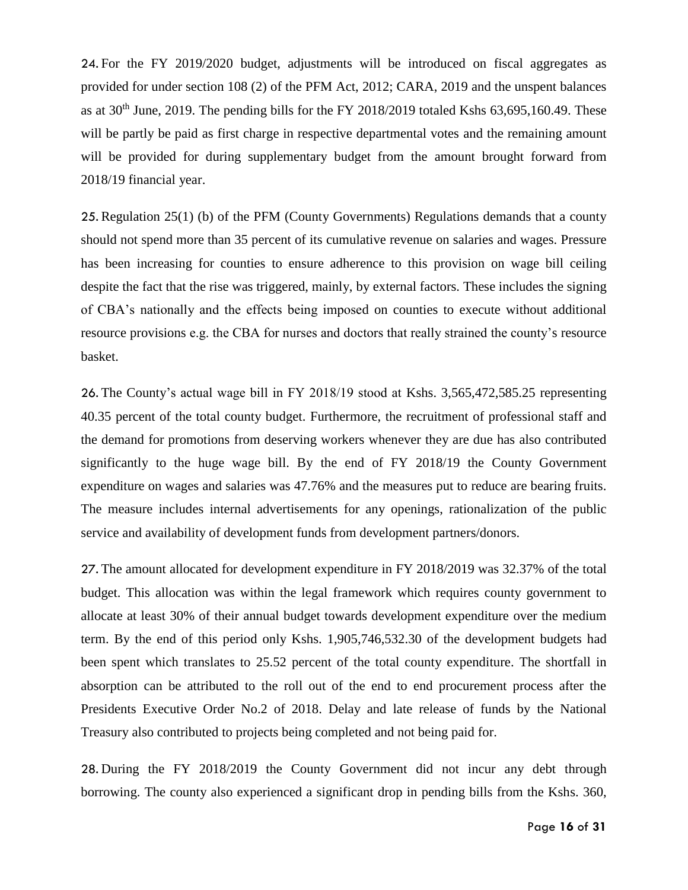24. For the FY 2019/2020 budget, adjustments will be introduced on fiscal aggregates as provided for under section 108 (2) of the PFM Act, 2012; CARA, 2019 and the unspent balances as at 30th June, 2019. The pending bills for the FY 2018/2019 totaled Kshs 63,695,160.49. These will be partly be paid as first charge in respective departmental votes and the remaining amount will be provided for during supplementary budget from the amount brought forward from 2018/19 financial year.

25. Regulation 25(1) (b) of the PFM (County Governments) Regulations demands that a county should not spend more than 35 percent of its cumulative revenue on salaries and wages. Pressure has been increasing for counties to ensure adherence to this provision on wage bill ceiling despite the fact that the rise was triggered, mainly, by external factors. These includes the signing of CBA's nationally and the effects being imposed on counties to execute without additional resource provisions e.g. the CBA for nurses and doctors that really strained the county's resource basket.

26. The County's actual wage bill in FY 2018/19 stood at Kshs. 3,565,472,585.25 representing 40.35 percent of the total county budget. Furthermore, the recruitment of professional staff and the demand for promotions from deserving workers whenever they are due has also contributed significantly to the huge wage bill. By the end of FY 2018/19 the County Government expenditure on wages and salaries was 47.76% and the measures put to reduce are bearing fruits. The measure includes internal advertisements for any openings, rationalization of the public service and availability of development funds from development partners/donors.

27. The amount allocated for development expenditure in FY 2018/2019 was 32.37% of the total budget. This allocation was within the legal framework which requires county government to allocate at least 30% of their annual budget towards development expenditure over the medium term. By the end of this period only Kshs. 1,905,746,532.30 of the development budgets had been spent which translates to 25.52 percent of the total county expenditure. The shortfall in absorption can be attributed to the roll out of the end to end procurement process after the Presidents Executive Order No.2 of 2018. Delay and late release of funds by the National Treasury also contributed to projects being completed and not being paid for.

28. During the FY 2018/2019 the County Government did not incur any debt through borrowing. The county also experienced a significant drop in pending bills from the Kshs. 360,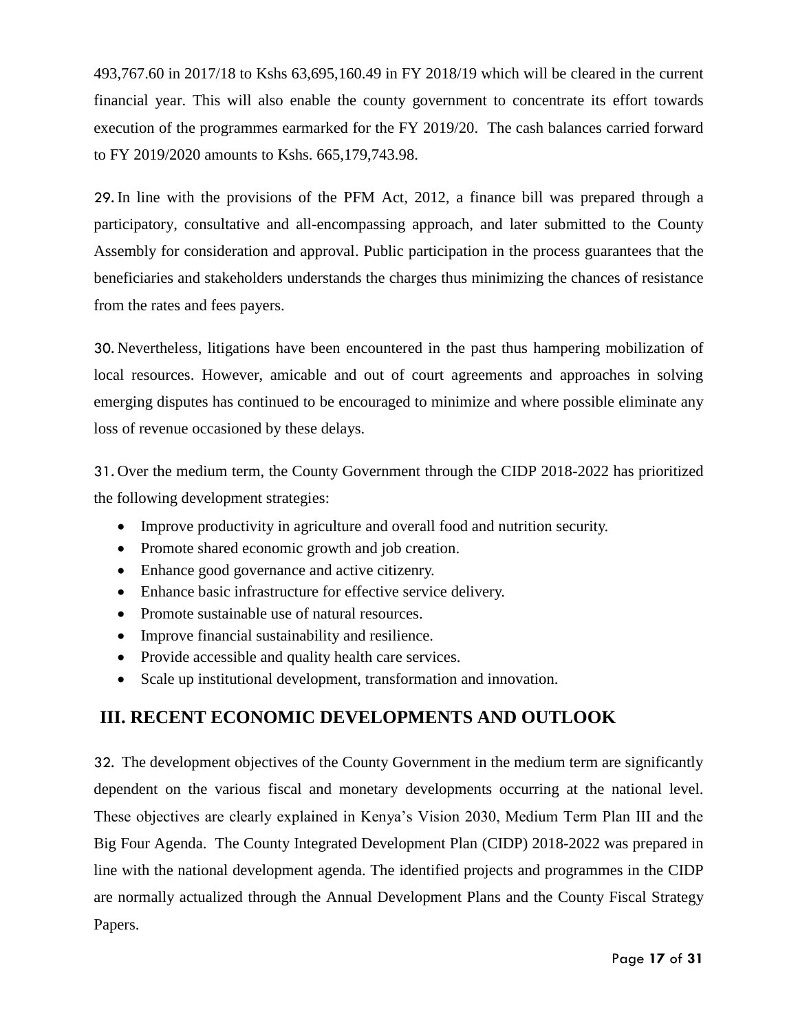493,767.60 in 2017/18 to Kshs 63,695,160.49 in FY 2018/19 which will be cleared in the current financial year. This will also enable the county government to concentrate its effort towards execution of the programmes earmarked for the FY 2019/20. The cash balances carried forward to FY 2019/2020 amounts to Kshs. 665,179,743.98.

29. In line with the provisions of the PFM Act, 2012, a finance bill was prepared through a participatory, consultative and all-encompassing approach, and later submitted to the County Assembly for consideration and approval. Public participation in the process guarantees that the beneficiaries and stakeholders understands the charges thus minimizing the chances of resistance from the rates and fees payers.

30. Nevertheless, litigations have been encountered in the past thus hampering mobilization of local resources. However, amicable and out of court agreements and approaches in solving emerging disputes has continued to be encouraged to minimize and where possible eliminate any loss of revenue occasioned by these delays.

31. Over the medium term, the County Government through the CIDP 2018-2022 has prioritized the following development strategies:

- Improve productivity in agriculture and overall food and nutrition security.
- Promote shared economic growth and job creation.
- Enhance good governance and active citizenry.
- Enhance basic infrastructure for effective service delivery.
- Promote sustainable use of natural resources.
- Improve financial sustainability and resilience.
- Provide accessible and quality health care services.
- Scale up institutional development, transformation and innovation.

## III. RECENT ECONOMIC DEVELOPMENTS AND OUTLOOK

32. The development objectives of the County Government in the medium term are significantly dependent on the various fiscal and monetary developments occurring at the national level. These objectives are clearly explained in Kenya's Vision 2030, Medium Term Plan III and the Big Four Agenda. The County Integrated Development Plan (CIDP) 2018-2022 was prepared in line with the national development agenda. The identified projects and programmes in the CIDP are normally actualized through the Annual Development Plans and the County Fiscal Strategy Papers.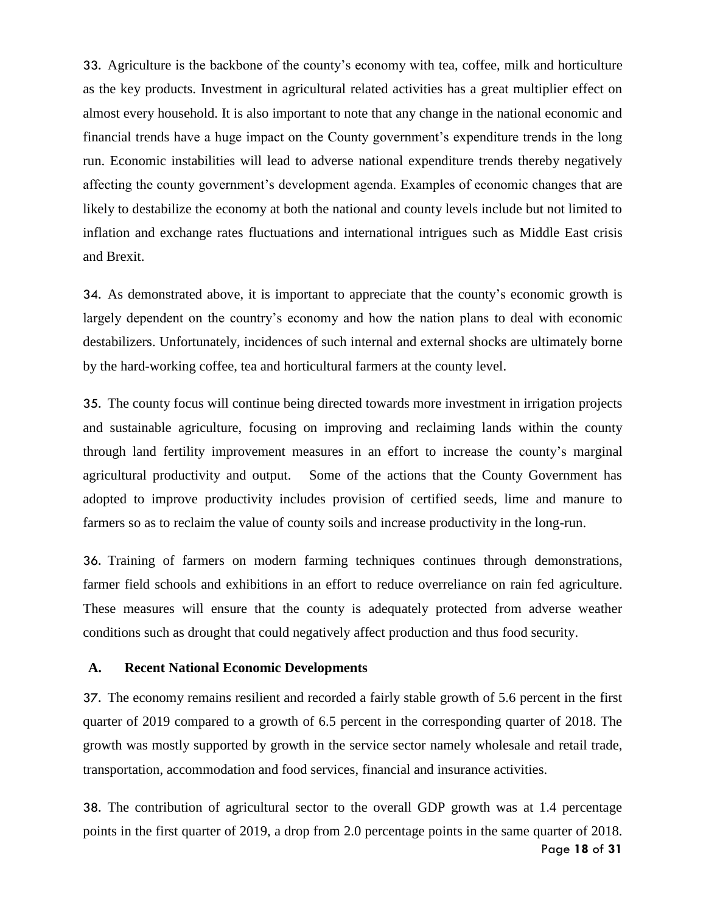33. Agriculture is the backbone of the county's economy with tea, coffee, milk and horticulture as the key products. Investment in agricultural related activities has a great multiplier effect on almost every household. It is also important to note that any change in the national economic and financial trends have a huge impact on the County government's expenditure trends in the long run. Economic instabilities will lead to adverse national expenditure trends thereby negatively affecting the county government's development agenda. Examples of economic changes that are likely to destabilize the economy at both the national and county levels include but not limited to inflation and exchange rates fluctuations and international intrigues such as Middle East crisis and Brexit.

34. As demonstrated above, it is important to appreciate that the county's economic growth is largely dependent on the country's economy and how the nation plans to deal with economic destabilizers. Unfortunately, incidences of such internal and external shocks are ultimately borne by the hard-working coffee, tea and horticultural farmers at the county level.

35. The county focus will continue being directed towards more investment in irrigation projects and sustainable agriculture, focusing on improving and reclaiming lands within the county through land fertility improvement measures in an effort to increase the county's marginal agricultural productivity and output. Some of the actions that the County Government has adopted to improve productivity includes provision of certified seeds, lime and manure to farmers so as to reclaim the value of county soils and increase productivity in the long-run.

36. Training of farmers on modern farming techniques continues through demonstrations, farmer field schools and exhibitions in an effort to reduce overreliance on rain fed agriculture. These measures will ensure that the county is adequately protected from adverse weather conditions such as drought that could negatively affect production and thus food security.

### A. Recent National Economic Developments

37. The economy remains resilient and recorded a fairly stable growth of 5.6 percent in the first quarter of 2019 compared to a growth of 6.5 percent in the corresponding quarter of 2018. The growth was mostly supported by growth in the service sector namely wholesale and retail trade, transportation, accommodation and food services, financial and insurance activities.

38. The contribution of agricultural sector to the overall GDP growth was at 1.4 percentage points in the first quarter of 2019, a drop from 2.0 percentage points in the same quarter of 2018.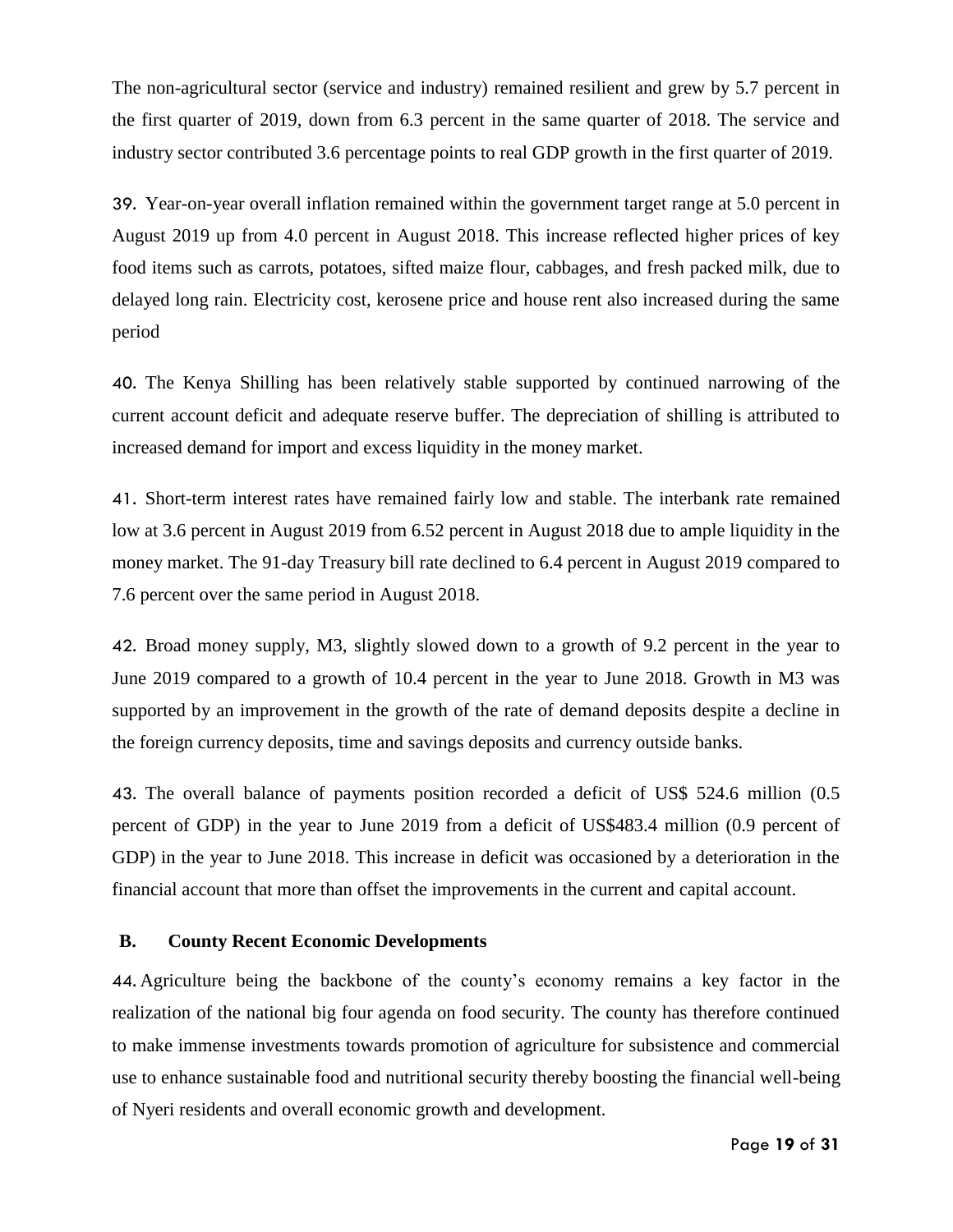The non-agricultural sector (service and industry) remained resilient and grew by 5.7 percent in the first quarter of 2019, down from 6.3 percent in the same quarter of 2018. The service and industry sector contributed 3.6 percentage points to real GDP growth in the first quarter of 2019.

39. Year-on-year overall inflation remained within the government target range at 5.0 percent in August 2019 up from 4.0 percent in August 2018. This increase reflected higher prices of key food items such as carrots, potatoes, sifted maize flour, cabbages, and fresh packed milk, due to delayed long rain. Electricity cost, kerosene price and house rent also increased during the same period

40. The Kenya Shilling has been relatively stable supported by continued narrowing of the current account deficit and adequate reserve buffer. The depreciation of shilling is attributed to increased demand for import and excess liquidity in the money market.

41. Short-term interest rates have remained fairly low and stable. The interbank rate remained low at 3.6 percent in August 2019 from 6.52 percent in August 2018 due to ample liquidity in the money market. The 91-day Treasury bill rate declined to 6.4 percent in August 2019 compared to 7.6 percent over the same period in August 2018.

42. Broad money supply, M3, slightly slowed down to a growth of 9.2 percent in the year to June 2019 compared to a growth of 10.4 percent in the year to June 2018. Growth in M3 was supported by an improvement in the growth of the rate of demand deposits despite a decline in the foreign currency deposits, time and savings deposits and currency outside banks.

43. The overall balance of payments position recorded a deficit of US$ 524.6 million (0.5 percent of GDP) in the year to June 2019 from a deficit of US$483.4 million (0.9 percent of GDP) in the year to June 2018. This increase in deficit was occasioned by a deterioration in the financial account that more than offset the improvements in the current and capital account.

### B. County Recent Economic Developments

44. Agriculture being the backbone of the county's economy remains a key factor in the realization of the national big four agenda on food security. The county has therefore continued to make immense investments towards promotion of agriculture for subsistence and commercial use to enhance sustainable food and nutritional security thereby boosting the financial well-being of Nyeri residents and overall economic growth and development.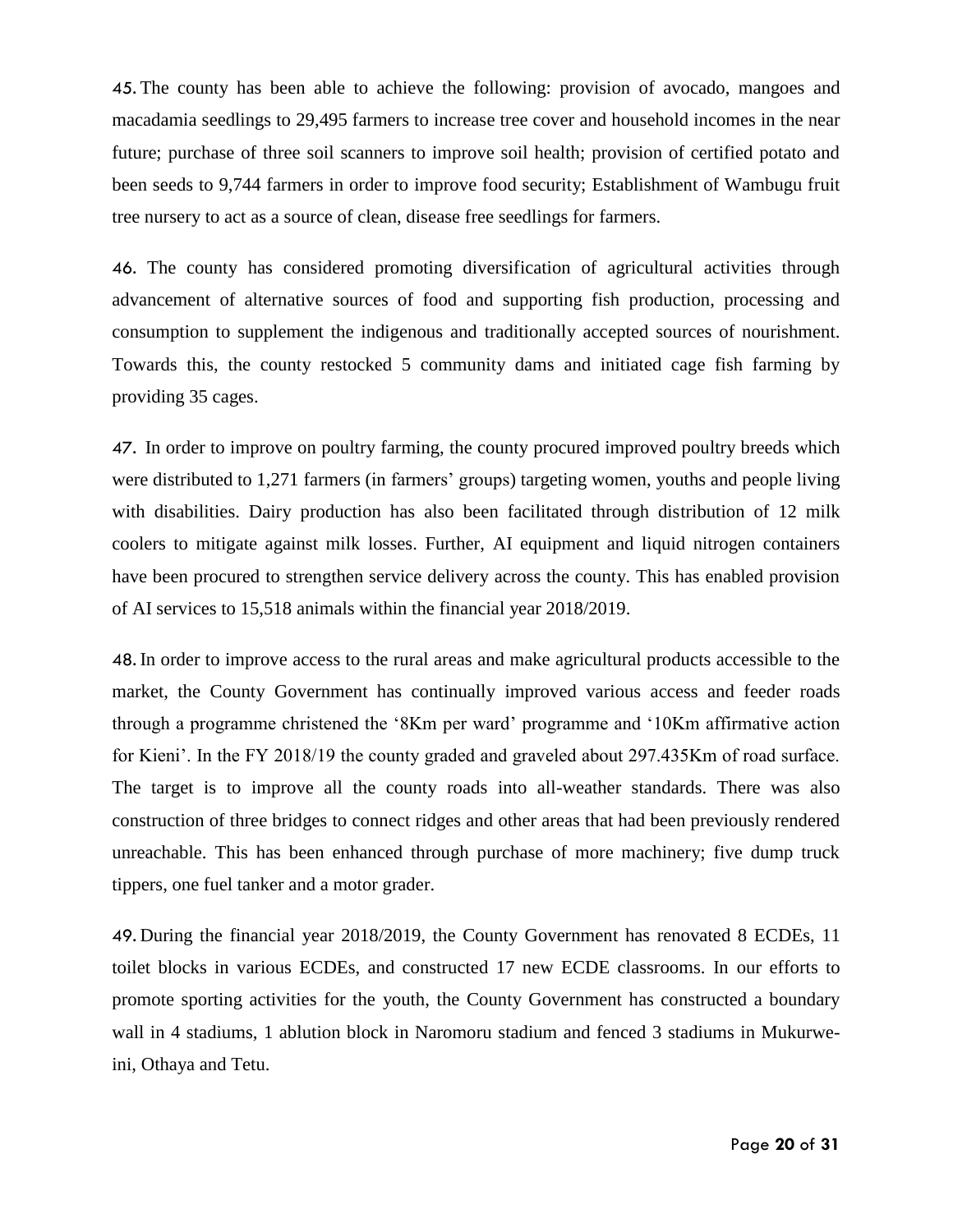45. The county has been able to achieve the following: provision of avocado, mangoes and macadamia seedlings to 29,495 farmers to increase tree cover and household incomes in the near future; purchase of three soil scanners to improve soil health; provision of certified potato and been seeds to 9,744 farmers in order to improve food security; Establishment of Wambugu fruit tree nursery to act as a source of clean, disease free seedlings for farmers.

46. The county has considered promoting diversification of agricultural activities through advancement of alternative sources of food and supporting fish production, processing and consumption to supplement the indigenous and traditionally accepted sources of nourishment. Towards this, the county restocked 5 community dams and initiated cage fish farming by providing 35 cages.

47. In order to improve on poultry farming, the county procured improved poultry breeds which were distributed to 1,271 farmers (in farmers' groups) targeting women, youths and people living with disabilities. Dairy production has also been facilitated through distribution of 12 milk coolers to mitigate against milk losses. Further, AI equipment and liquid nitrogen containers have been procured to strengthen service delivery across the county. This has enabled provision of AI services to 15,518 animals within the financial year 2018/2019.

48. In order to improve access to the rural areas and make agricultural products accessible to the market, the County Government has continually improved various access and feeder roads through a programme christened the '8Km per ward' programme and '10Km affirmative action for Kieni'. In the FY 2018/19 the county graded and graveled about 297.435Km of road surface. The target is to improve all the county roads into all-weather standards. There was also construction of three bridges to connect ridges and other areas that had been previously rendered unreachable. This has been enhanced through purchase of more machinery; five dump truck tippers, one fuel tanker and a motor grader.

49. During the financial year 2018/2019, the County Government has renovated 8 ECDEs, 11 toilet blocks in various ECDEs, and constructed 17 new ECDE classrooms. In our efforts to promote sporting activities for the youth, the County Government has constructed a boundary wall in 4 stadiums, 1 ablution block in Naromoru stadium and fenced 3 stadiums in Mukurwe-ini, Othaya and Tetu.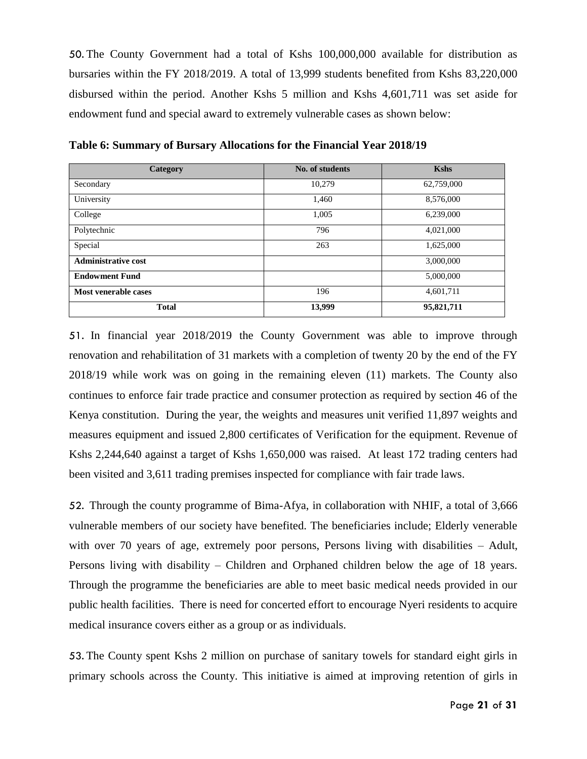50. The County Government had a total of Kshs 100,000,000 available for distribution as bursaries within the FY 2018/2019. A total of 13,999 students benefited from Kshs 83,220,000 disbursed within the period. Another Kshs 5 million and Kshs 4,601,711 was set aside for endowment fund and special award to extremely vulnerable cases as shown below:

**Table 6: Summary of Bursary Allocations for the Financial Year 2018/19**

| Category | No. of students | Kshs |
|---|---|---|
| Secondary | 10,279 | 62,759,000 |
| University | 1,460 | 8,576,000 |
| College | 1,005 | 6,239,000 |
| Polytechnic | 796 | 4,021,000 |
| Special | 263 | 1,625,000 |
| **Administrative cost** | | 3,000,000 |
| **Endowment Fund** | | 5,000,000 |
| **Most venerable cases** | 196 | 4,601,711 |
| **Total** | **13,999** | **95,821,711** |

51. In financial year 2018/2019 the County Government was able to improve through renovation and rehabilitation of 31 markets with a completion of twenty 20 by the end of the FY 2018/19 while work was on going in the remaining eleven (11) markets. The County also continues to enforce fair trade practice and consumer protection as required by section 46 of the Kenya constitution. During the year, the weights and measures unit verified 11,897 weights and measures equipment and issued 2,800 certificates of Verification for the equipment. Revenue of Kshs 2,244,640 against a target of Kshs 1,650,000 was raised. At least 172 trading centers had been visited and 3,611 trading premises inspected for compliance with fair trade laws.

52. Through the county programme of Bima-Afya, in collaboration with NHIF, a total of 3,666 vulnerable members of our society have benefited. The beneficiaries include; Elderly venerable with over 70 years of age, extremely poor persons, Persons living with disabilities – Adult, Persons living with disability – Children and Orphaned children below the age of 18 years. Through the programme the beneficiaries are able to meet basic medical needs provided in our public health facilities. There is need for concerted effort to encourage Nyeri residents to acquire medical insurance covers either as a group or as individuals.

53. The County spent Kshs 2 million on purchase of sanitary towels for standard eight girls in primary schools across the County. This initiative is aimed at improving retention of girls in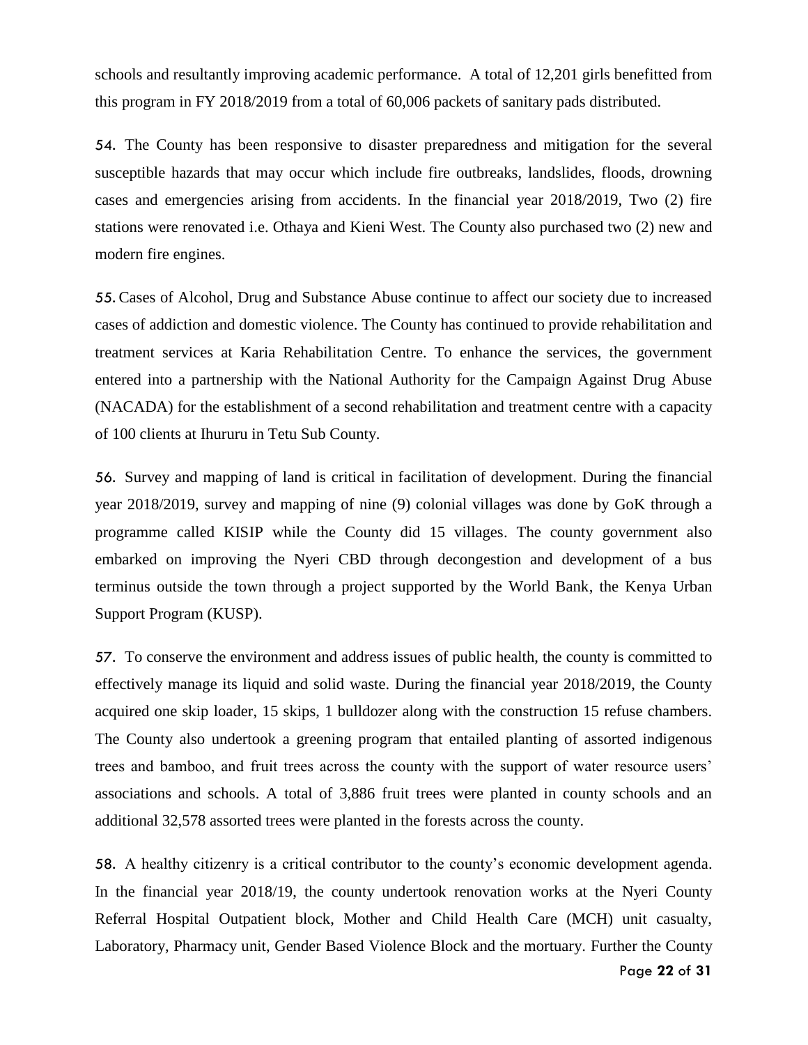schools and resultantly improving academic performance. A total of 12,201 girls benefitted from this program in FY 2018/2019 from a total of 60,006 packets of sanitary pads distributed.

54. The County has been responsive to disaster preparedness and mitigation for the several susceptible hazards that may occur which include fire outbreaks, landslides, floods, drowning cases and emergencies arising from accidents. In the financial year 2018/2019, Two (2) fire stations were renovated i.e. Othaya and Kieni West. The County also purchased two (2) new and modern fire engines.

55. Cases of Alcohol, Drug and Substance Abuse continue to affect our society due to increased cases of addiction and domestic violence. The County has continued to provide rehabilitation and treatment services at Karia Rehabilitation Centre. To enhance the services, the government entered into a partnership with the National Authority for the Campaign Against Drug Abuse (NACADA) for the establishment of a second rehabilitation and treatment centre with a capacity of 100 clients at Ihururu in Tetu Sub County.

56. Survey and mapping of land is critical in facilitation of development. During the financial year 2018/2019, survey and mapping of nine (9) colonial villages was done by GoK through a programme called KISIP while the County did 15 villages. The county government also embarked on improving the Nyeri CBD through decongestion and development of a bus terminus outside the town through a project supported by the World Bank, the Kenya Urban Support Program (KUSP).

57. To conserve the environment and address issues of public health, the county is committed to effectively manage its liquid and solid waste. During the financial year 2018/2019, the County acquired one skip loader, 15 skips, 1 bulldozer along with the construction 15 refuse chambers. The County also undertook a greening program that entailed planting of assorted indigenous trees and bamboo, and fruit trees across the county with the support of water resource users' associations and schools. A total of 3,886 fruit trees were planted in county schools and an additional 32,578 assorted trees were planted in the forests across the county.

58. A healthy citizenry is a critical contributor to the county's economic development agenda. In the financial year 2018/19, the county undertook renovation works at the Nyeri County Referral Hospital Outpatient block, Mother and Child Health Care (MCH) unit casualty, Laboratory, Pharmacy unit, Gender Based Violence Block and the mortuary. Further the County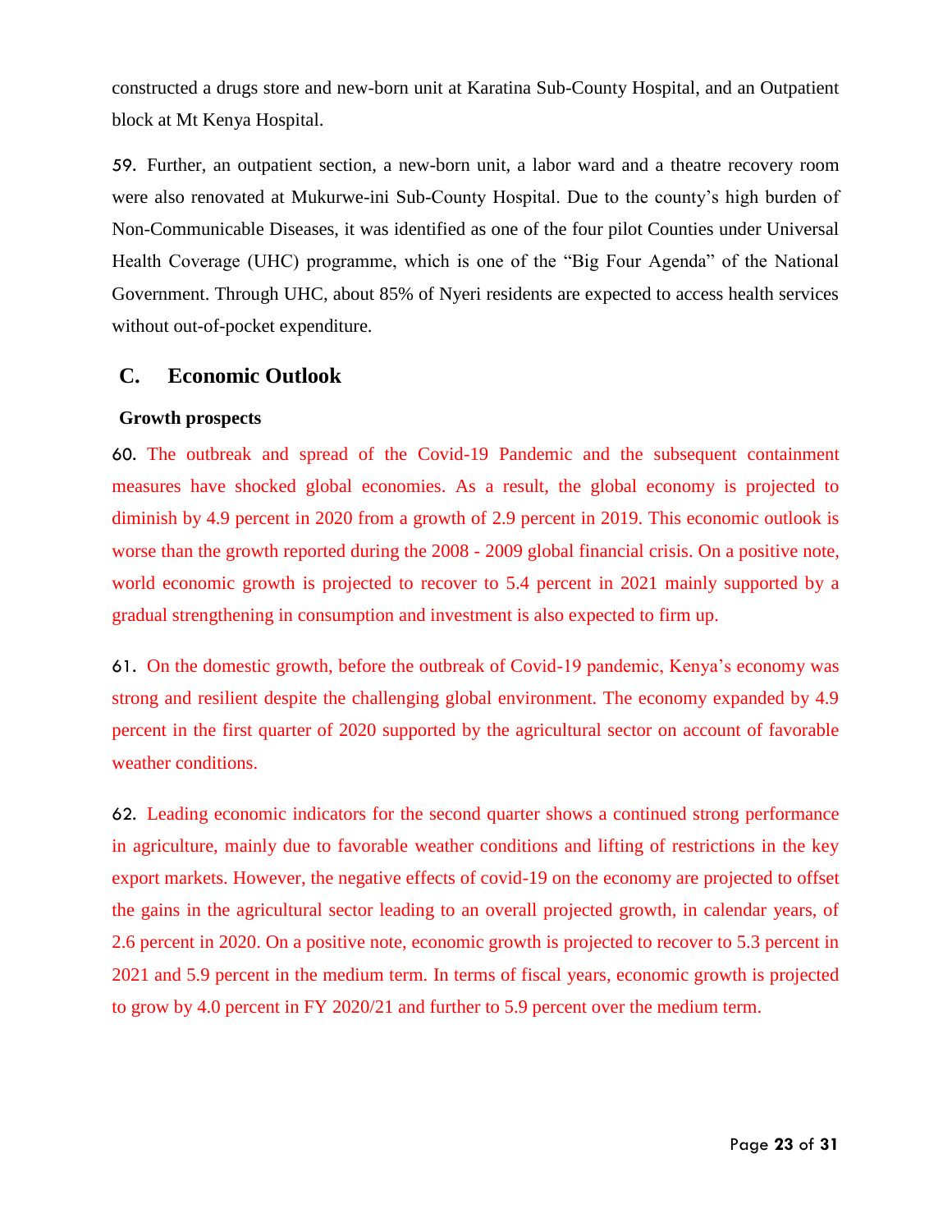constructed a drugs store and new-born unit at Karatina Sub-County Hospital, and an Outpatient block at Mt Kenya Hospital.

59. Further, an outpatient section, a new-born unit, a labor ward and a theatre recovery room were also renovated at Mukurwe-ini Sub-County Hospital. Due to the county's high burden of Non-Communicable Diseases, it was identified as one of the four pilot Counties under Universal Health Coverage (UHC) programme, which is one of the "Big Four Agenda" of the National Government. Through UHC, about 85% of Nyeri residents are expected to access health services without out-of-pocket expenditure.

## C. Economic Outlook

**Growth prospects**

60. The outbreak and spread of the Covid-19 Pandemic and the subsequent containment measures have shocked global economies. As a result, the global economy is projected to diminish by 4.9 percent in 2020 from a growth of 2.9 percent in 2019. This economic outlook is worse than the growth reported during the 2008 - 2009 global financial crisis. On a positive note, world economic growth is projected to recover to 5.4 percent in 2021 mainly supported by a gradual strengthening in consumption and investment is also expected to firm up.

61. On the domestic growth, before the outbreak of Covid-19 pandemic, Kenya's economy was strong and resilient despite the challenging global environment. The economy expanded by 4.9 percent in the first quarter of 2020 supported by the agricultural sector on account of favorable weather conditions.

62. Leading economic indicators for the second quarter shows a continued strong performance in agriculture, mainly due to favorable weather conditions and lifting of restrictions in the key export markets. However, the negative effects of covid-19 on the economy are projected to offset the gains in the agricultural sector leading to an overall projected growth, in calendar years, of 2.6 percent in 2020. On a positive note, economic growth is projected to recover to 5.3 percent in 2021 and 5.9 percent in the medium term. In terms of fiscal years, economic growth is projected to grow by 4.0 percent in FY 2020/21 and further to 5.9 percent over the medium term.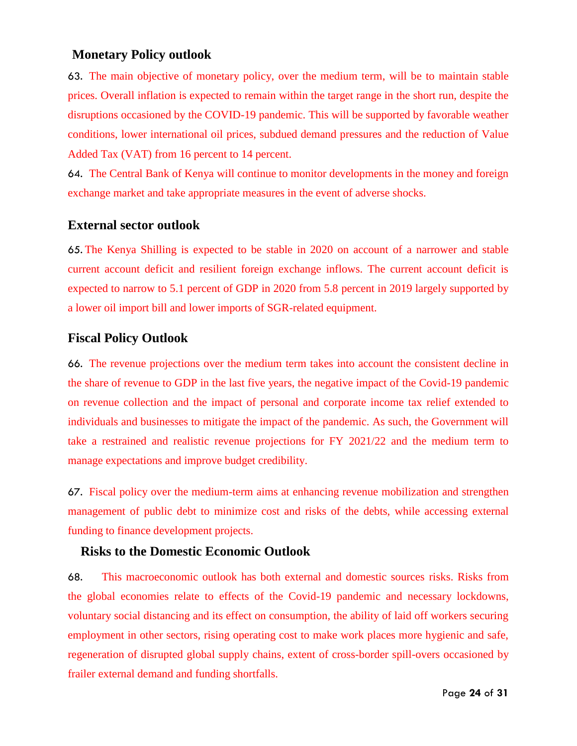### Monetary Policy outlook

63. The main objective of monetary policy, over the medium term, will be to maintain stable prices. Overall inflation is expected to remain within the target range in the short run, despite the disruptions occasioned by the COVID-19 pandemic. This will be supported by favorable weather conditions, lower international oil prices, subdued demand pressures and the reduction of Value Added Tax (VAT) from 16 percent to 14 percent.

64. The Central Bank of Kenya will continue to monitor developments in the money and foreign exchange market and take appropriate measures in the event of adverse shocks.

### External sector outlook

65. The Kenya Shilling is expected to be stable in 2020 on account of a narrower and stable current account deficit and resilient foreign exchange inflows. The current account deficit is expected to narrow to 5.1 percent of GDP in 2020 from 5.8 percent in 2019 largely supported by a lower oil import bill and lower imports of SGR-related equipment.

### Fiscal Policy Outlook

66. The revenue projections over the medium term takes into account the consistent decline in the share of revenue to GDP in the last five years, the negative impact of the Covid-19 pandemic on revenue collection and the impact of personal and corporate income tax relief extended to individuals and businesses to mitigate the impact of the pandemic. As such, the Government will take a restrained and realistic revenue projections for FY 2021/22 and the medium term to manage expectations and improve budget credibility.

67. Fiscal policy over the medium-term aims at enhancing revenue mobilization and strengthen management of public debt to minimize cost and risks of the debts, while accessing external funding to finance development projects.

### Risks to the Domestic Economic Outlook

68. This macroeconomic outlook has both external and domestic sources risks. Risks from the global economies relate to effects of the Covid-19 pandemic and necessary lockdowns, voluntary social distancing and its effect on consumption, the ability of laid off workers securing employment in other sectors, rising operating cost to make work places more hygienic and safe, regeneration of disrupted global supply chains, extent of cross-border spill-overs occasioned by frailer external demand and funding shortfalls.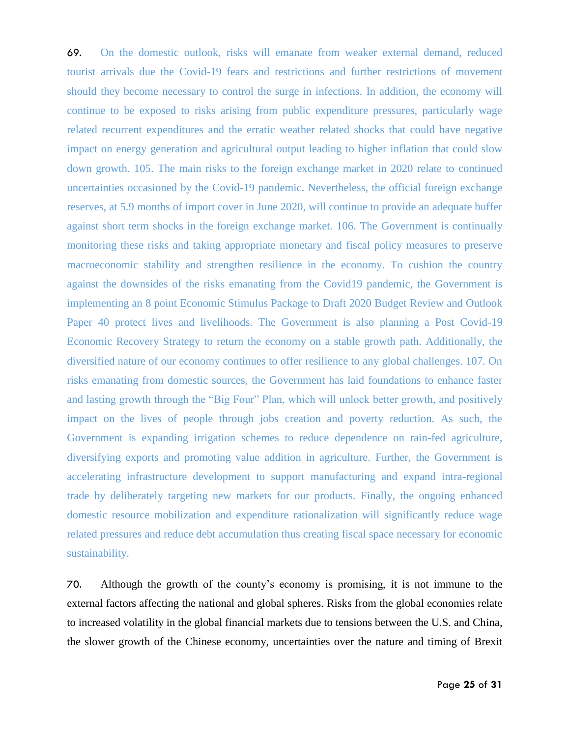69. On the domestic outlook, risks will emanate from weaker external demand, reduced tourist arrivals due the Covid-19 fears and restrictions and further restrictions of movement should they become necessary to control the surge in infections. In addition, the economy will continue to be exposed to risks arising from public expenditure pressures, particularly wage related recurrent expenditures and the erratic weather related shocks that could have negative impact on energy generation and agricultural output leading to higher inflation that could slow down growth. 105. The main risks to the foreign exchange market in 2020 relate to continued uncertainties occasioned by the Covid-19 pandemic. Nevertheless, the official foreign exchange reserves, at 5.9 months of import cover in June 2020, will continue to provide an adequate buffer against short term shocks in the foreign exchange market. 106. The Government is continually monitoring these risks and taking appropriate monetary and fiscal policy measures to preserve macroeconomic stability and strengthen resilience in the economy. To cushion the country against the downsides of the risks emanating from the Covid19 pandemic, the Government is implementing an 8 point Economic Stimulus Package to Draft 2020 Budget Review and Outlook Paper 40 protect lives and livelihoods. The Government is also planning a Post Covid-19 Economic Recovery Strategy to return the economy on a stable growth path. Additionally, the diversified nature of our economy continues to offer resilience to any global challenges. 107. On risks emanating from domestic sources, the Government has laid foundations to enhance faster and lasting growth through the "Big Four" Plan, which will unlock better growth, and positively impact on the lives of people through jobs creation and poverty reduction. As such, the Government is expanding irrigation schemes to reduce dependence on rain-fed agriculture, diversifying exports and promoting value addition in agriculture. Further, the Government is accelerating infrastructure development to support manufacturing and expand intra-regional trade by deliberately targeting new markets for our products. Finally, the ongoing enhanced domestic resource mobilization and expenditure rationalization will significantly reduce wage related pressures and reduce debt accumulation thus creating fiscal space necessary for economic sustainability.

70. Although the growth of the county's economy is promising, it is not immune to the external factors affecting the national and global spheres. Risks from the global economies relate to increased volatility in the global financial markets due to tensions between the U.S. and China, the slower growth of the Chinese economy, uncertainties over the nature and timing of Brexit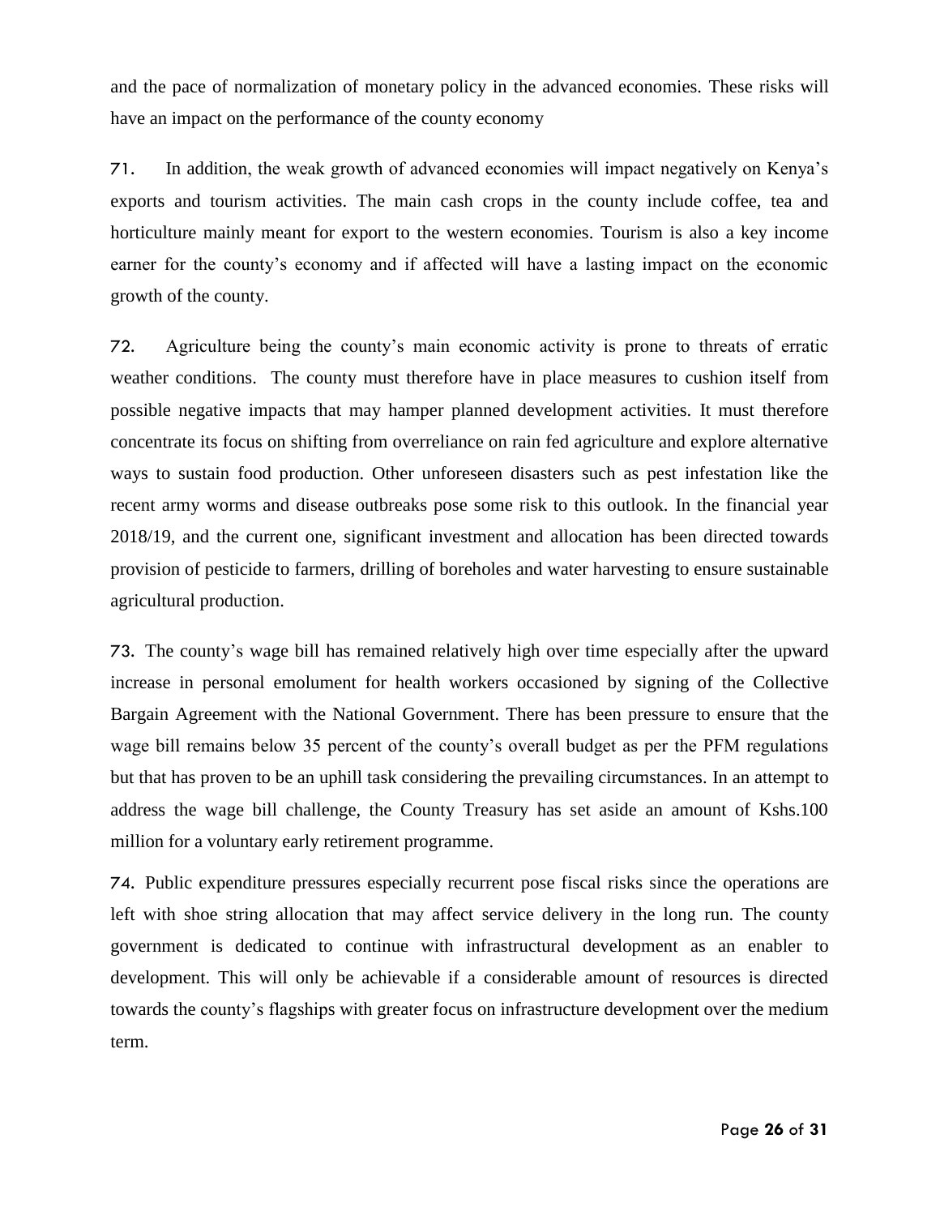and the pace of normalization of monetary policy in the advanced economies. These risks will have an impact on the performance of the county economy

71. In addition, the weak growth of advanced economies will impact negatively on Kenya's exports and tourism activities. The main cash crops in the county include coffee, tea and horticulture mainly meant for export to the western economies. Tourism is also a key income earner for the county's economy and if affected will have a lasting impact on the economic growth of the county.

72. Agriculture being the county's main economic activity is prone to threats of erratic weather conditions. The county must therefore have in place measures to cushion itself from possible negative impacts that may hamper planned development activities. It must therefore concentrate its focus on shifting from overreliance on rain fed agriculture and explore alternative ways to sustain food production. Other unforeseen disasters such as pest infestation like the recent army worms and disease outbreaks pose some risk to this outlook. In the financial year 2018/19, and the current one, significant investment and allocation has been directed towards provision of pesticide to farmers, drilling of boreholes and water harvesting to ensure sustainable agricultural production.

73. The county's wage bill has remained relatively high over time especially after the upward increase in personal emolument for health workers occasioned by signing of the Collective Bargain Agreement with the National Government. There has been pressure to ensure that the wage bill remains below 35 percent of the county's overall budget as per the PFM regulations but that has proven to be an uphill task considering the prevailing circumstances. In an attempt to address the wage bill challenge, the County Treasury has set aside an amount of Kshs.100 million for a voluntary early retirement programme.

74. Public expenditure pressures especially recurrent pose fiscal risks since the operations are left with shoe string allocation that may affect service delivery in the long run. The county government is dedicated to continue with infrastructural development as an enabler to development. This will only be achievable if a considerable amount of resources is directed towards the county's flagships with greater focus on infrastructure development over the medium term.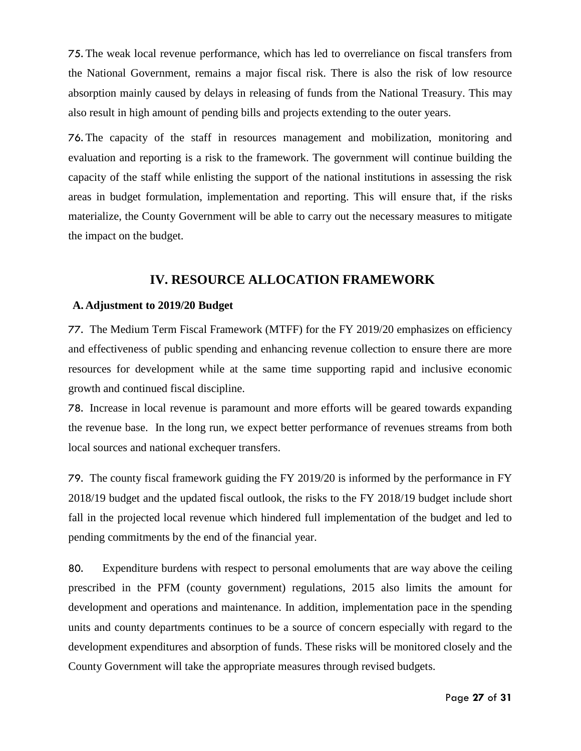75. The weak local revenue performance, which has led to overreliance on fiscal transfers from the National Government, remains a major fiscal risk. There is also the risk of low resource absorption mainly caused by delays in releasing of funds from the National Treasury. This may also result in high amount of pending bills and projects extending to the outer years.

76. The capacity of the staff in resources management and mobilization, monitoring and evaluation and reporting is a risk to the framework. The government will continue building the capacity of the staff while enlisting the support of the national institutions in assessing the risk areas in budget formulation, implementation and reporting. This will ensure that, if the risks materialize, the County Government will be able to carry out the necessary measures to mitigate the impact on the budget.

# IV. RESOURCE ALLOCATION FRAMEWORK

## A. Adjustment to 2019/20 Budget

77. The Medium Term Fiscal Framework (MTFF) for the FY 2019/20 emphasizes on efficiency and effectiveness of public spending and enhancing revenue collection to ensure there are more resources for development while at the same time supporting rapid and inclusive economic growth and continued fiscal discipline.

78. Increase in local revenue is paramount and more efforts will be geared towards expanding the revenue base. In the long run, we expect better performance of revenues streams from both local sources and national exchequer transfers.

79. The county fiscal framework guiding the FY 2019/20 is informed by the performance in FY 2018/19 budget and the updated fiscal outlook, the risks to the FY 2018/19 budget include short fall in the projected local revenue which hindered full implementation of the budget and led to pending commitments by the end of the financial year.

80. Expenditure burdens with respect to personal emoluments that are way above the ceiling prescribed in the PFM (county government) regulations, 2015 also limits the amount for development and operations and maintenance. In addition, implementation pace in the spending units and county departments continues to be a source of concern especially with regard to the development expenditures and absorption of funds. These risks will be monitored closely and the County Government will take the appropriate measures through revised budgets.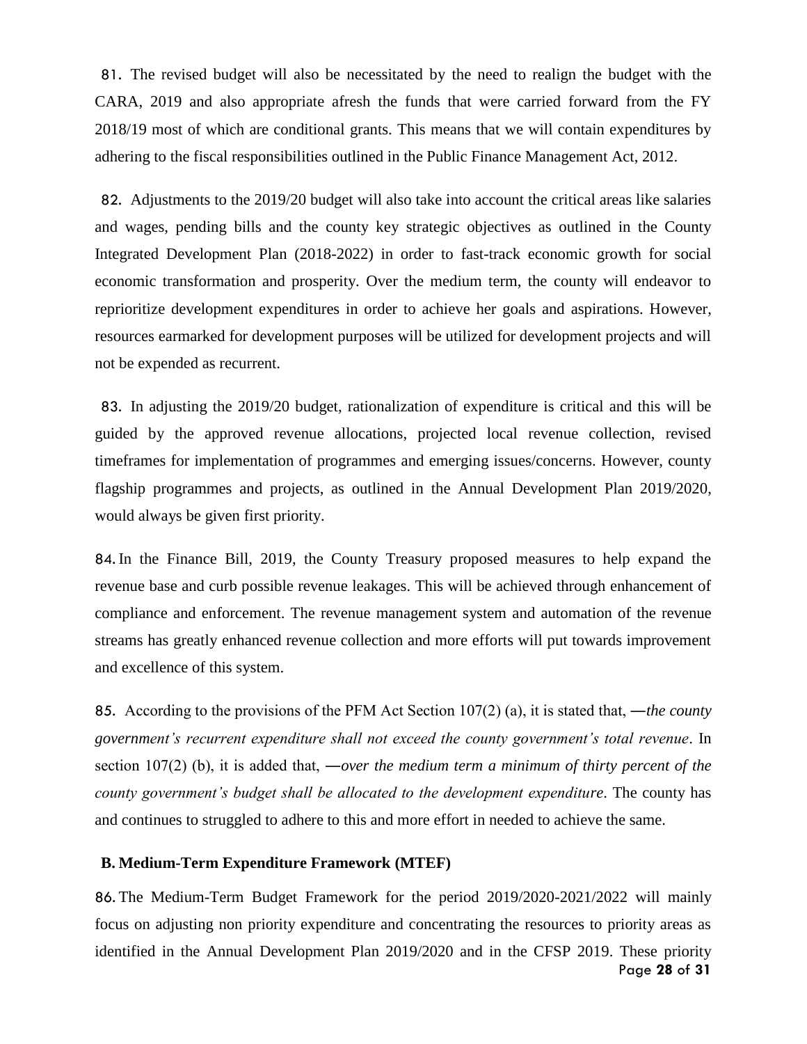81. The revised budget will also be necessitated by the need to realign the budget with the CARA, 2019 and also appropriate afresh the funds that were carried forward from the FY 2018/19 most of which are conditional grants. This means that we will contain expenditures by adhering to the fiscal responsibilities outlined in the Public Finance Management Act, 2012.

82. Adjustments to the 2019/20 budget will also take into account the critical areas like salaries and wages, pending bills and the county key strategic objectives as outlined in the County Integrated Development Plan (2018-2022) in order to fast-track economic growth for social economic transformation and prosperity. Over the medium term, the county will endeavor to reprioritize development expenditures in order to achieve her goals and aspirations. However, resources earmarked for development purposes will be utilized for development projects and will not be expended as recurrent.

83. In adjusting the 2019/20 budget, rationalization of expenditure is critical and this will be guided by the approved revenue allocations, projected local revenue collection, revised timeframes for implementation of programmes and emerging issues/concerns. However, county flagship programmes and projects, as outlined in the Annual Development Plan 2019/2020, would always be given first priority.

84. In the Finance Bill, 2019, the County Treasury proposed measures to help expand the revenue base and curb possible revenue leakages. This will be achieved through enhancement of compliance and enforcement. The revenue management system and automation of the revenue streams has greatly enhanced revenue collection and more efforts will put towards improvement and excellence of this system.

85. According to the provisions of the PFM Act Section 107(2) (a), it is stated that, ―*the county government's recurrent expenditure shall not exceed the county government's total revenue*. In section 107(2) (b), it is added that, ―*over the medium term a minimum of thirty percent of the county government's budget shall be allocated to the development expenditure*. The county has and continues to struggled to adhere to this and more effort in needed to achieve the same.

## B. Medium-Term Expenditure Framework (MTEF)

86. The Medium-Term Budget Framework for the period 2019/2020-2021/2022 will mainly focus on adjusting non priority expenditure and concentrating the resources to priority areas as identified in the Annual Development Plan 2019/2020 and in the CFSP 2019. These priority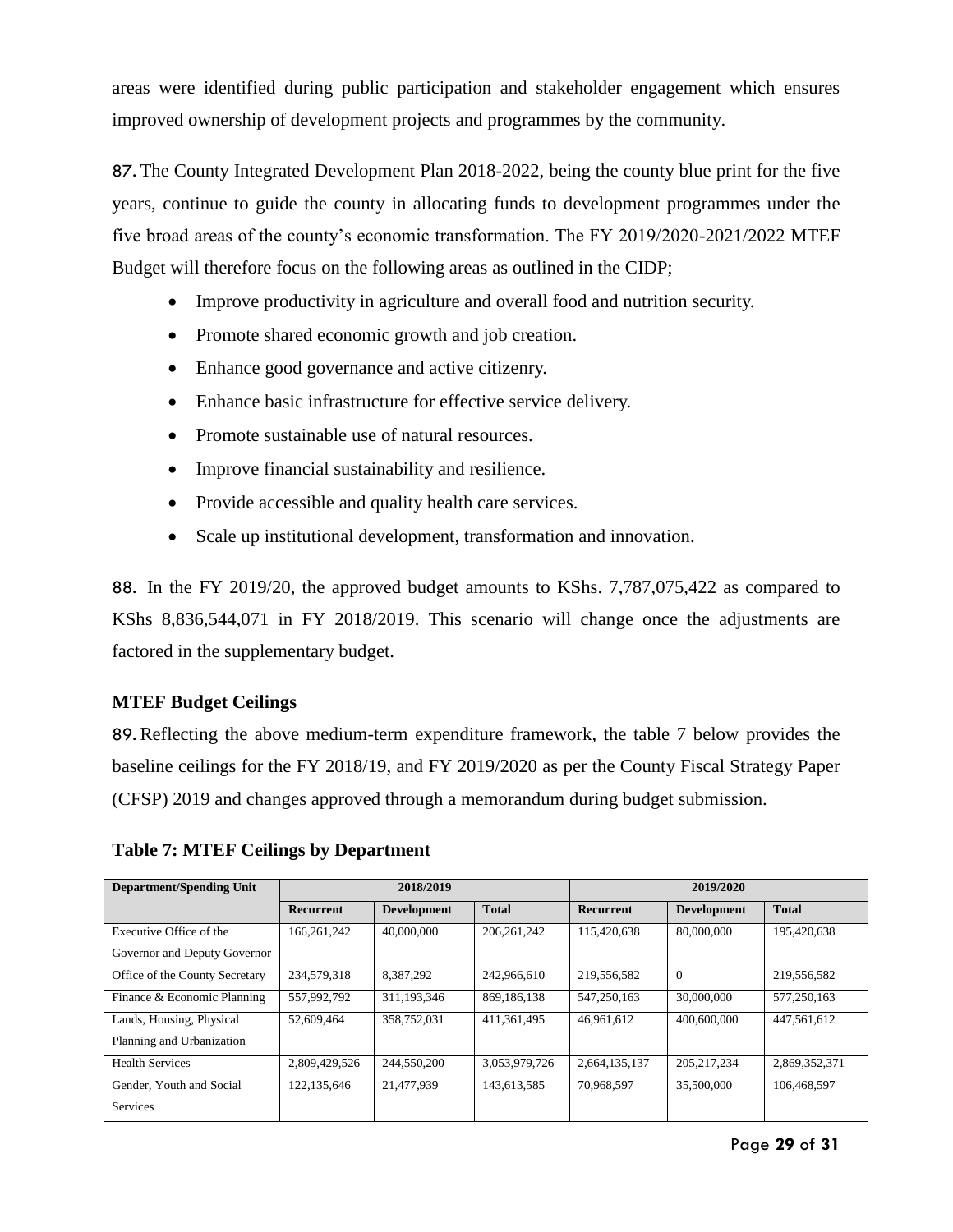areas were identified during public participation and stakeholder engagement which ensures improved ownership of development projects and programmes by the community.

87. The County Integrated Development Plan 2018-2022, being the county blue print for the five years, continue to guide the county in allocating funds to development programmes under the five broad areas of the county's economic transformation. The FY 2019/2020-2021/2022 MTEF Budget will therefore focus on the following areas as outlined in the CIDP;

- Improve productivity in agriculture and overall food and nutrition security.
- Promote shared economic growth and job creation.
- Enhance good governance and active citizenry.
- Enhance basic infrastructure for effective service delivery.
- Promote sustainable use of natural resources.
- Improve financial sustainability and resilience.
- Provide accessible and quality health care services.
- Scale up institutional development, transformation and innovation.

88. In the FY 2019/20, the approved budget amounts to KShs. 7,787,075,422 as compared to KShs 8,836,544,071 in FY 2018/2019. This scenario will change once the adjustments are factored in the supplementary budget.

### MTEF Budget Ceilings

89. Reflecting the above medium-term expenditure framework, the table 7 below provides the baseline ceilings for the FY 2018/19, and FY 2019/2020 as per the County Fiscal Strategy Paper (CFSP) 2019 and changes approved through a memorandum during budget submission.

**Table 7: MTEF Ceilings by Department**

| Department/Spending Unit | 2018/2019 | | | 2019/2020 | | |
|---|---|---|---|---|---|---|
| | **Recurrent** | **Development** | **Total** | **Recurrent** | **Development** | **Total** |
| Executive Office of the Governor and Deputy Governor | 166,261,242 | 40,000,000 | 206,261,242 | 115,420,638 | 80,000,000 | 195,420,638 |
| Office of the County Secretary | 234,579,318 | 8,387,292 | 242,966,610 | 219,556,582 | 0 | 219,556,582 |
| Finance & Economic Planning | 557,992,792 | 311,193,346 | 869,186,138 | 547,250,163 | 30,000,000 | 577,250,163 |
| Lands, Housing, Physical Planning and Urbanization | 52,609,464 | 358,752,031 | 411,361,495 | 46,961,612 | 400,600,000 | 447,561,612 |
| Health Services | 2,809,429,526 | 244,550,200 | 3,053,979,726 | 2,664,135,137 | 205,217,234 | 2,869,352,371 |
| Gender, Youth and Social Services | 122,135,646 | 21,477,939 | 143,613,585 | 70,968,597 | 35,500,000 | 106,468,597 |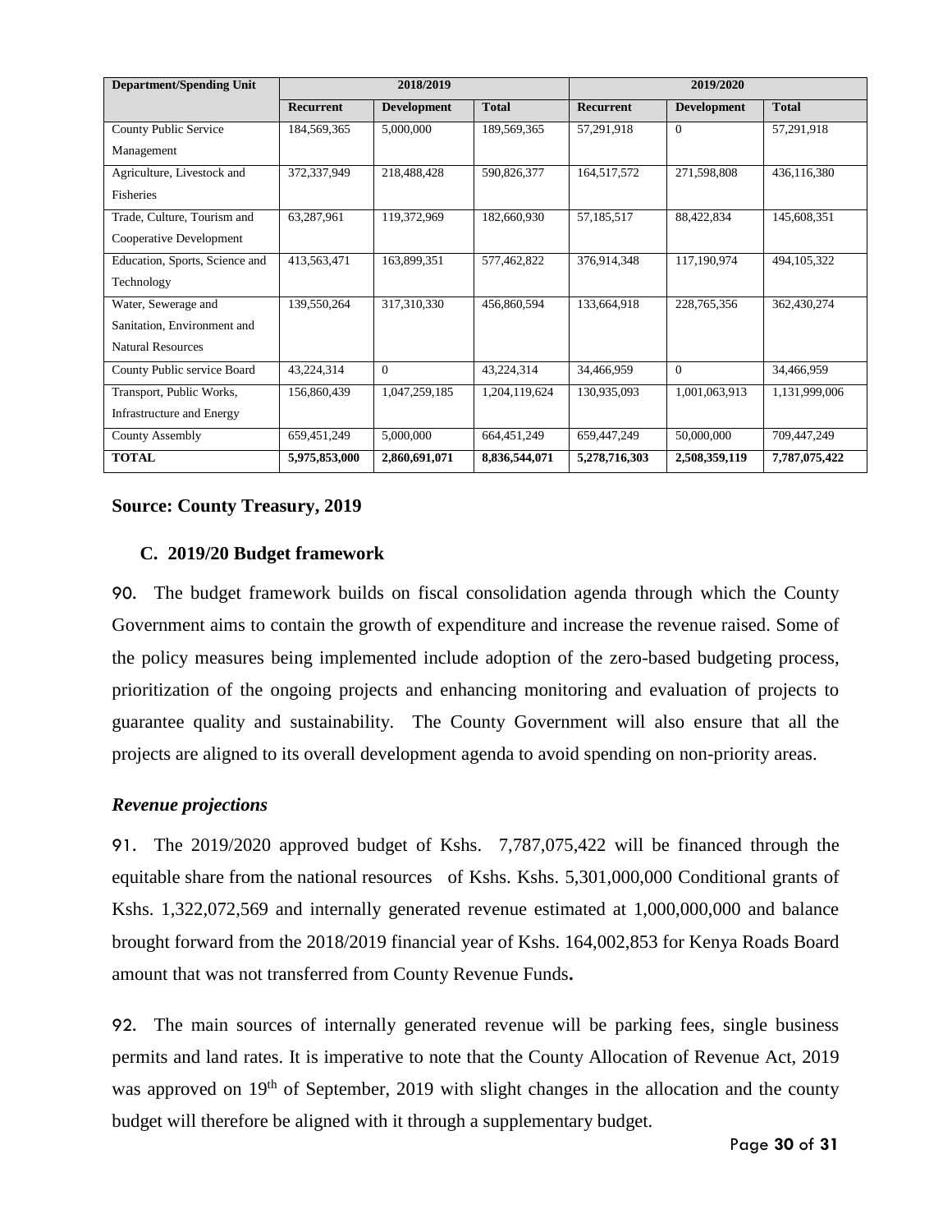| Department/Spending Unit | 2018/2019 | | | 2019/2020 | | |
|---|---|---|---|---|---|---|
| | Recurrent | Development | Total | Recurrent | Development | Total |
| County Public Service Management | 184,569,365 | 5,000,000 | 189,569,365 | 57,291,918 | 0 | 57,291,918 |
| Agriculture, Livestock and Fisheries | 372,337,949 | 218,488,428 | 590,826,377 | 164,517,572 | 271,598,808 | 436,116,380 |
| Trade, Culture, Tourism and Cooperative Development | 63,287,961 | 119,372,969 | 182,660,930 | 57,185,517 | 88,422,834 | 145,608,351 |
| Education, Sports, Science and Technology | 413,563,471 | 163,899,351 | 577,462,822 | 376,914,348 | 117,190,974 | 494,105,322 |
| Water, Sewerage and Sanitation, Environment and Natural Resources | 139,550,264 | 317,310,330 | 456,860,594 | 133,664,918 | 228,765,356 | 362,430,274 |
| County Public service Board | 43,224,314 | 0 | 43,224,314 | 34,466,959 | 0 | 34,466,959 |
| Transport, Public Works, Infrastructure and Energy | 156,860,439 | 1,047,259,185 | 1,204,119,624 | 130,935,093 | 1,001,063,913 | 1,131,999,006 |
| County Assembly | 659,451,249 | 5,000,000 | 664,451,249 | 659,447,249 | 50,000,000 | 709,447,249 |
| **TOTAL** | **5,975,853,000** | **2,860,691,071** | **8,836,544,071** | **5,278,716,303** | **2,508,359,119** | **7,787,075,422** |

**Source: County Treasury, 2019**

### C. 2019/20 Budget framework

90. The budget framework builds on fiscal consolidation agenda through which the County Government aims to contain the growth of expenditure and increase the revenue raised. Some of the policy measures being implemented include adoption of the zero-based budgeting process, prioritization of the ongoing projects and enhancing monitoring and evaluation of projects to guarantee quality and sustainability. The County Government will also ensure that all the projects are aligned to its overall development agenda to avoid spending on non-priority areas.

#### *Revenue projections*

91. The 2019/2020 approved budget of Kshs. 7,787,075,422 will be financed through the equitable share from the national resources of Kshs. Kshs. 5,301,000,000 Conditional grants of Kshs. 1,322,072,569 and internally generated revenue estimated at 1,000,000,000 and balance brought forward from the 2018/2019 financial year of Kshs. 164,002,853 for Kenya Roads Board amount that was not transferred from County Revenue Funds**.**

92. The main sources of internally generated revenue will be parking fees, single business permits and land rates. It is imperative to note that the County Allocation of Revenue Act, 2019 was approved on 19th of September, 2019 with slight changes in the allocation and the county budget will therefore be aligned with it through a supplementary budget.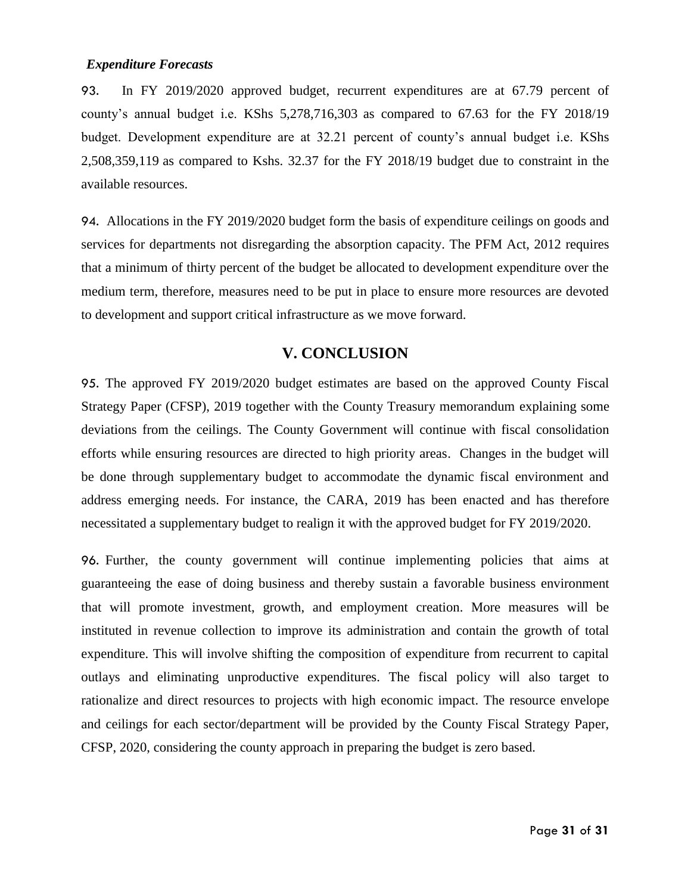*Expenditure Forecasts*

93. In FY 2019/2020 approved budget, recurrent expenditures are at 67.79 percent of county's annual budget i.e. KShs 5,278,716,303 as compared to 67.63 for the FY 2018/19 budget. Development expenditure are at 32.21 percent of county's annual budget i.e. KShs 2,508,359,119 as compared to Kshs. 32.37 for the FY 2018/19 budget due to constraint in the available resources.

94. Allocations in the FY 2019/2020 budget form the basis of expenditure ceilings on goods and services for departments not disregarding the absorption capacity. The PFM Act, 2012 requires that a minimum of thirty percent of the budget be allocated to development expenditure over the medium term, therefore, measures need to be put in place to ensure more resources are devoted to development and support critical infrastructure as we move forward.

## V. CONCLUSION

95. The approved FY 2019/2020 budget estimates are based on the approved County Fiscal Strategy Paper (CFSP), 2019 together with the County Treasury memorandum explaining some deviations from the ceilings. The County Government will continue with fiscal consolidation efforts while ensuring resources are directed to high priority areas. Changes in the budget will be done through supplementary budget to accommodate the dynamic fiscal environment and address emerging needs. For instance, the CARA, 2019 has been enacted and has therefore necessitated a supplementary budget to realign it with the approved budget for FY 2019/2020.

96. Further, the county government will continue implementing policies that aims at guaranteeing the ease of doing business and thereby sustain a favorable business environment that will promote investment, growth, and employment creation. More measures will be instituted in revenue collection to improve its administration and contain the growth of total expenditure. This will involve shifting the composition of expenditure from recurrent to capital outlays and eliminating unproductive expenditures. The fiscal policy will also target to rationalize and direct resources to projects with high economic impact. The resource envelope and ceilings for each sector/department will be provided by the County Fiscal Strategy Paper, CFSP, 2020, considering the county approach in preparing the budget is zero based.